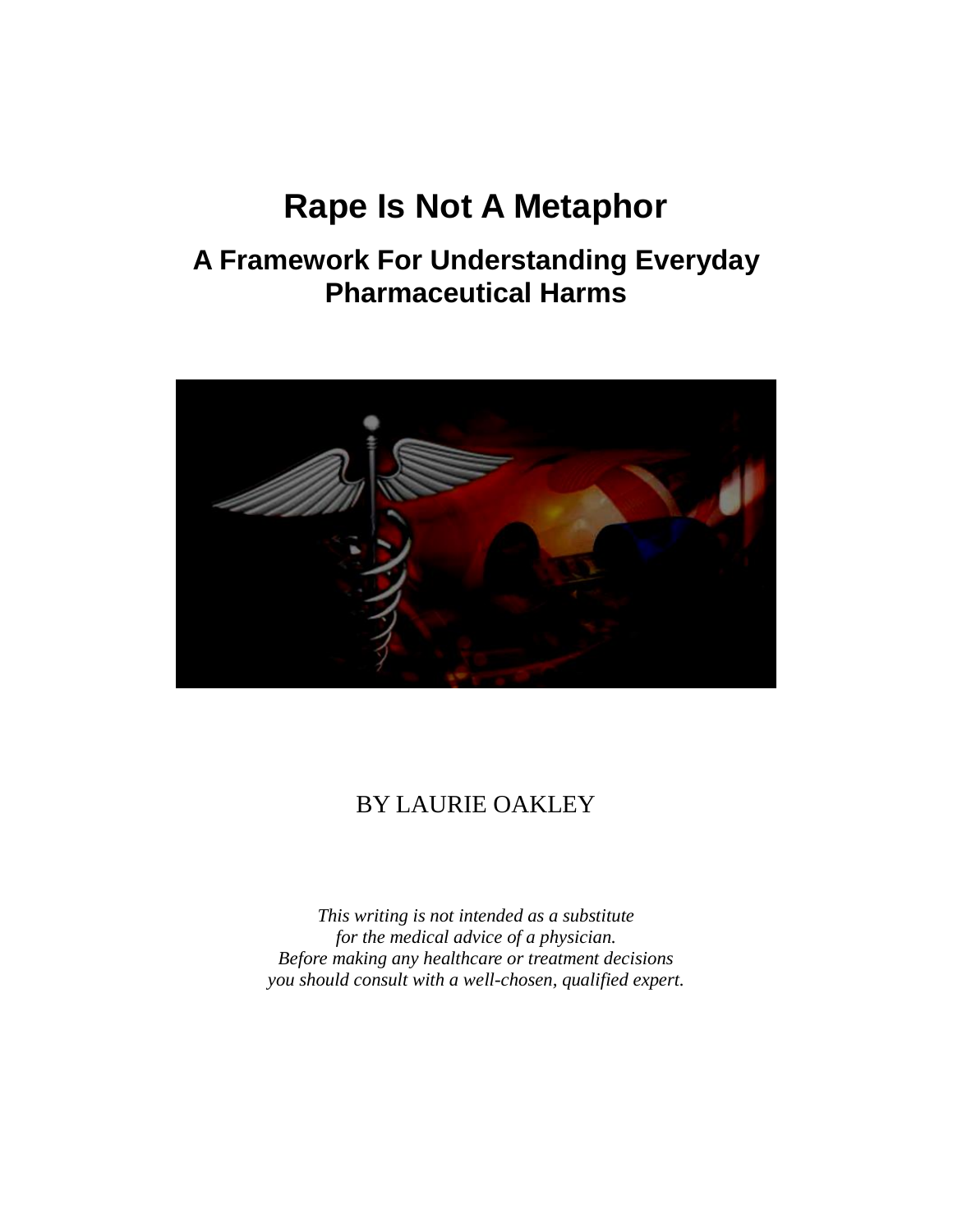# Rape Is Not A Metaphor

## A Framework For Understanding Everyday Pharmaceutical Harms

BY LAURIE OAKLEY

*This writing is not intended as a substitute for the medical advice of a physician. Before making any healthcare or treatment decisions you should consult with a well-chosen, qualified expert.*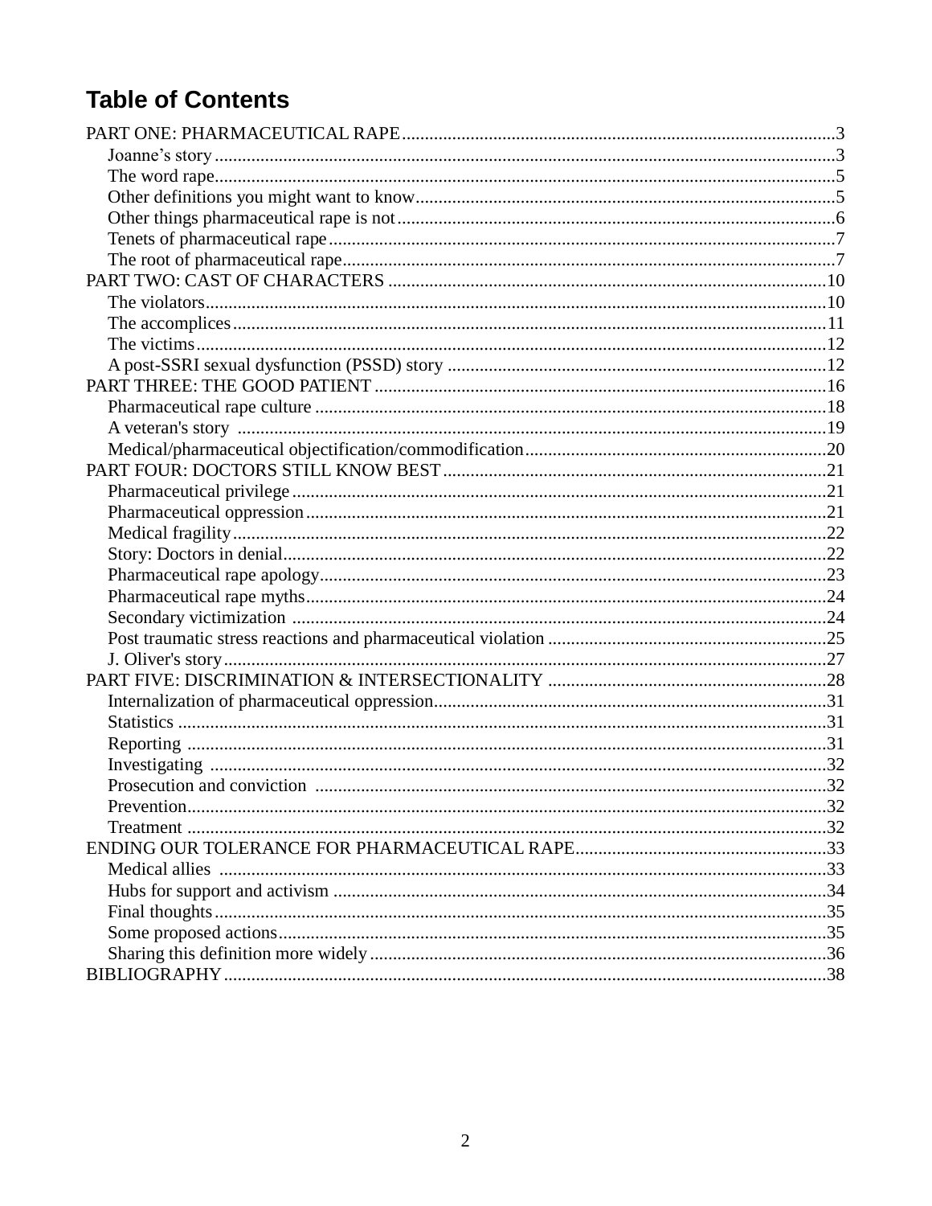# Table of Contents

PART ONE: PHARMACEUTICAL RAPE ....................................................................................... 3
- Joanne's story ....................................................................................... 3
- The word rape ....................................................................................... 5
- Other definitions you might want to know ....................................................................................... 5
- Other things pharmaceutical rape is not ....................................................................................... 6
- Tenets of pharmaceutical rape ....................................................................................... 7
- The root of pharmaceutical rape ....................................................................................... 7

PART TWO: CAST OF CHARACTERS ....................................................................................... 10
- The violators ....................................................................................... 10
- The accomplices ....................................................................................... 11
- The victims ....................................................................................... 12
- A post-SSRI sexual dysfunction (PSSD) story ....................................................................................... 12

PART THREE: THE GOOD PATIENT ....................................................................................... 16
- Pharmaceutical rape culture ....................................................................................... 18
- A veteran's story ....................................................................................... 19
- Medical/pharmaceutical objectification/commodification ....................................................................................... 20

PART FOUR: DOCTORS STILL KNOW BEST ....................................................................................... 21
- Pharmaceutical privilege ....................................................................................... 21
- Pharmaceutical oppression ....................................................................................... 21
- Medical fragility ....................................................................................... 22
- Story: Doctors in denial ....................................................................................... 22
- Pharmaceutical rape apology ....................................................................................... 23
- Pharmaceutical rape myths ....................................................................................... 24
- Secondary victimization ....................................................................................... 24
- Post traumatic stress reactions and pharmaceutical violation ....................................................................................... 25
- J. Oliver's story ....................................................................................... 27

PART FIVE: DISCRIMINATION & INTERSECTIONALITY ....................................................................................... 28
- Internalization of pharmaceutical oppression ....................................................................................... 31
- Statistics ....................................................................................... 31
- Reporting ....................................................................................... 31
- Investigating ....................................................................................... 32
- Prosecution and conviction ....................................................................................... 32
- Prevention ....................................................................................... 32
- Treatment ....................................................................................... 32

ENDING OUR TOLERANCE FOR PHARMACEUTICAL RAPE ....................................................................................... 33
- Medical allies ....................................................................................... 33
- Hubs for support and activism ....................................................................................... 34
- Final thoughts ....................................................................................... 35
- Some proposed actions ....................................................................................... 35
- Sharing this definition more widely ....................................................................................... 36

BIBLIOGRAPHY ....................................................................................... 38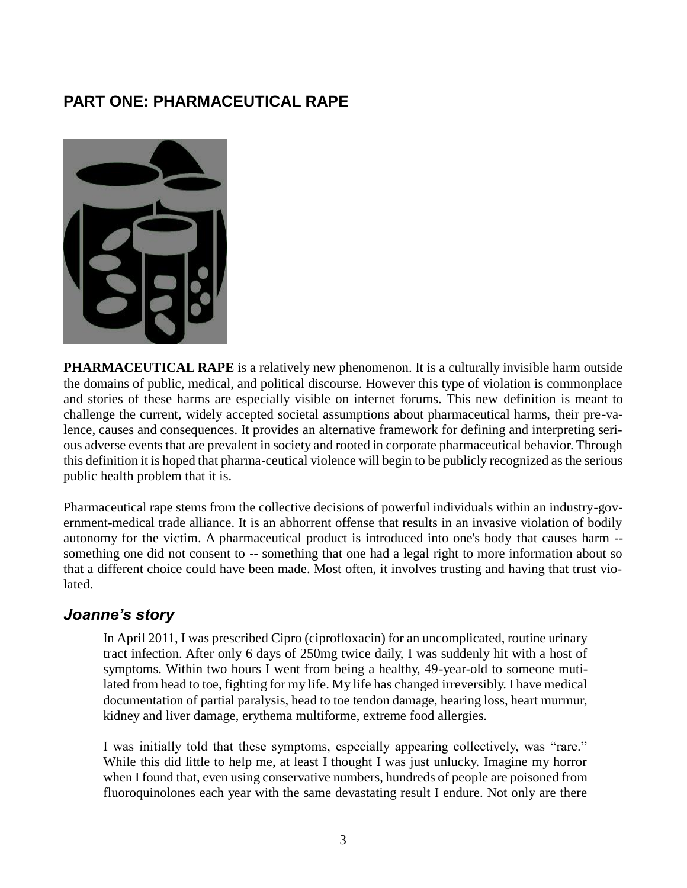## PART ONE: PHARMACEUTICAL RAPE

**PHARMACEUTICAL RAPE** is a relatively new phenomenon. It is a culturally invisible harm outside the domains of public, medical, and political discourse. However this type of violation is commonplace and stories of these harms are especially visible on internet forums. This new definition is meant to challenge the current, widely accepted societal assumptions about pharmaceutical harms, their prevalence, causes and consequences. It provides an alternative framework for defining and interpreting serious adverse events that are prevalent in society and rooted in corporate pharmaceutical behavior. Through this definition it is hoped that pharma-ceutical violence will begin to be publicly recognized as the serious public health problem that it is.

Pharmaceutical rape stems from the collective decisions of powerful individuals within an industry-government-medical trade alliance. It is an abhorrent offense that results in an invasive violation of bodily autonomy for the victim. A pharmaceutical product is introduced into one's body that causes harm -- something one did not consent to -- something that one had a legal right to more information about so that a different choice could have been made. Most often, it involves trusting and having that trust violated.

### *Joanne's story*

> In April 2011, I was prescribed Cipro (ciprofloxacin) for an uncomplicated, routine urinary tract infection. After only 6 days of 250mg twice daily, I was suddenly hit with a host of symptoms. Within two hours I went from being a healthy, 49-year-old to someone mutilated from head to toe, fighting for my life. My life has changed irreversibly. I have medical documentation of partial paralysis, head to toe tendon damage, hearing loss, heart murmur, kidney and liver damage, erythema multiforme, extreme food allergies.
>
> I was initially told that these symptoms, especially appearing collectively, was "rare." While this did little to help me, at least I thought I was just unlucky. Imagine my horror when I found that, even using conservative numbers, hundreds of people are poisoned from fluoroquinolones each year with the same devastating result I endure. Not only are there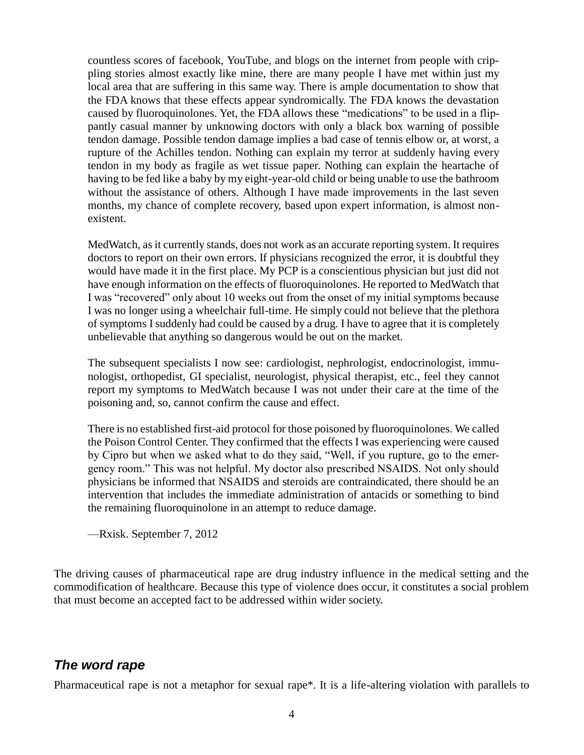> countless scores of facebook, YouTube, and blogs on the internet from people with crippling stories almost exactly like mine, there are many people I have met within just my local area that are suffering in this same way. There is ample documentation to show that the FDA knows that these effects appear syndromically. The FDA knows the devastation caused by fluoroquinolones. Yet, the FDA allows these "medications" to be used in a flippantly casual manner by unknowing doctors with only a black box warning of possible tendon damage. Possible tendon damage implies a bad case of tennis elbow or, at worst, a rupture of the Achilles tendon. Nothing can explain my terror at suddenly having every tendon in my body as fragile as wet tissue paper. Nothing can explain the heartache of having to be fed like a baby by my eight-year-old child or being unable to use the bathroom without the assistance of others. Although I have made improvements in the last seven months, my chance of complete recovery, based upon expert information, is almost non-existent.
>
> MedWatch, as it currently stands, does not work as an accurate reporting system. It requires doctors to report on their own errors. If physicians recognized the error, it is doubtful they would have made it in the first place. My PCP is a conscientious physician but just did not have enough information on the effects of fluoroquinolones. He reported to MedWatch that I was "recovered" only about 10 weeks out from the onset of my initial symptoms because I was no longer using a wheelchair full-time. He simply could not believe that the plethora of symptoms I suddenly had could be caused by a drug. I have to agree that it is completely unbelievable that anything so dangerous would be out on the market.
>
> The subsequent specialists I now see: cardiologist, nephrologist, endocrinologist, immunologist, orthopedist, GI specialist, neurologist, physical therapist, etc., feel they cannot report my symptoms to MedWatch because I was not under their care at the time of the poisoning and, so, cannot confirm the cause and effect.
>
> There is no established first-aid protocol for those poisoned by fluoroquinolones. We called the Poison Control Center. They confirmed that the effects I was experiencing were caused by Cipro but when we asked what to do they said, "Well, if you rupture, go to the emergency room." This was not helpful. My doctor also prescribed NSAIDS. Not only should physicians be informed that NSAIDS and steroids are contraindicated, there should be an intervention that includes the immediate administration of antacids or something to bind the remaining fluoroquinolone in an attempt to reduce damage.
>
> —Rxisk. September 7, 2012

The driving causes of pharmaceutical rape are drug industry influence in the medical setting and the commodification of healthcare. Because this type of violence does occur, it constitutes a social problem that must become an accepted fact to be addressed within wider society.

## *The word rape*

Pharmaceutical rape is not a metaphor for sexual rape*. It is a life-altering violation with parallels to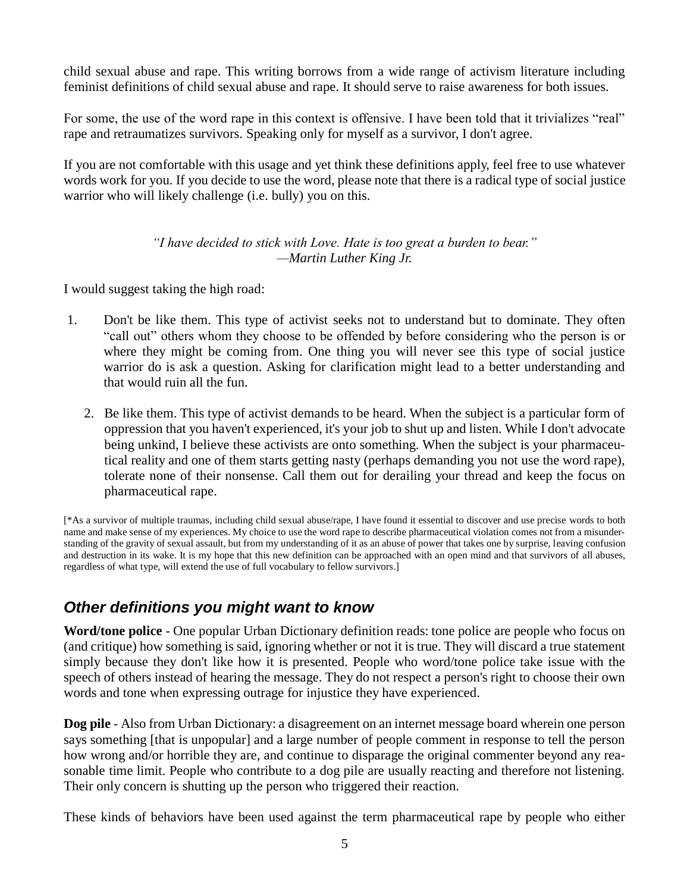child sexual abuse and rape. This writing borrows from a wide range of activism literature including feminist definitions of child sexual abuse and rape. It should serve to raise awareness for both issues.

For some, the use of the word rape in this context is offensive. I have been told that it trivializes "real" rape and retraumatizes survivors. Speaking only for myself as a survivor, I don't agree.

If you are not comfortable with this usage and yet think these definitions apply, feel free to use whatever words work for you. If you decide to use the word, please note that there is a radical type of social justice warrior who will likely challenge (i.e. bully) you on this.

> *"I have decided to stick with Love. Hate is too great a burden to bear."*
> *—Martin Luther King Jr.*

I would suggest taking the high road:

1. Don't be like them. This type of activist seeks not to understand but to dominate. They often "call out" others whom they choose to be offended by before considering who the person is or where they might be coming from. One thing you will never see this type of social justice warrior do is ask a question. Asking for clarification might lead to a better understanding and that would ruin all the fun.

2. Be like them. This type of activist demands to be heard. When the subject is a particular form of oppression that you haven't experienced, it's your job to shut up and listen. While I don't advocate being unkind, I believe these activists are onto something. When the subject is your pharmaceutical reality and one of them starts getting nasty (perhaps demanding you not use the word rape), tolerate none of their nonsense. Call them out for derailing your thread and keep the focus on pharmaceutical rape.

[*As a survivor of multiple traumas, including child sexual abuse/rape, I have found it essential to discover and use precise words to both name and make sense of my experiences. My choice to use the word rape to describe pharmaceutical violation comes not from a misunderstanding of the gravity of sexual assault, but from my understanding of it as an abuse of power that takes one by surprise, leaving confusion and destruction in its wake. It is my hope that this new definition can be approached with an open mind and that survivors of all abuses, regardless of what type, will extend the use of full vocabulary to fellow survivors.]

## *Other definitions you might want to know*

**Word/tone police** - One popular Urban Dictionary definition reads: tone police are people who focus on (and critique) how something is said, ignoring whether or not it is true. They will discard a true statement simply because they don't like how it is presented. People who word/tone police take issue with the speech of others instead of hearing the message. They do not respect a person's right to choose their own words and tone when expressing outrage for injustice they have experienced.

**Dog pile** - Also from Urban Dictionary: a disagreement on an internet message board wherein one person says something [that is unpopular] and a large number of people comment in response to tell the person how wrong and/or horrible they are, and continue to disparage the original commenter beyond any reasonable time limit. People who contribute to a dog pile are usually reacting and therefore not listening. Their only concern is shutting up the person who triggered their reaction.

These kinds of behaviors have been used against the term pharmaceutical rape by people who either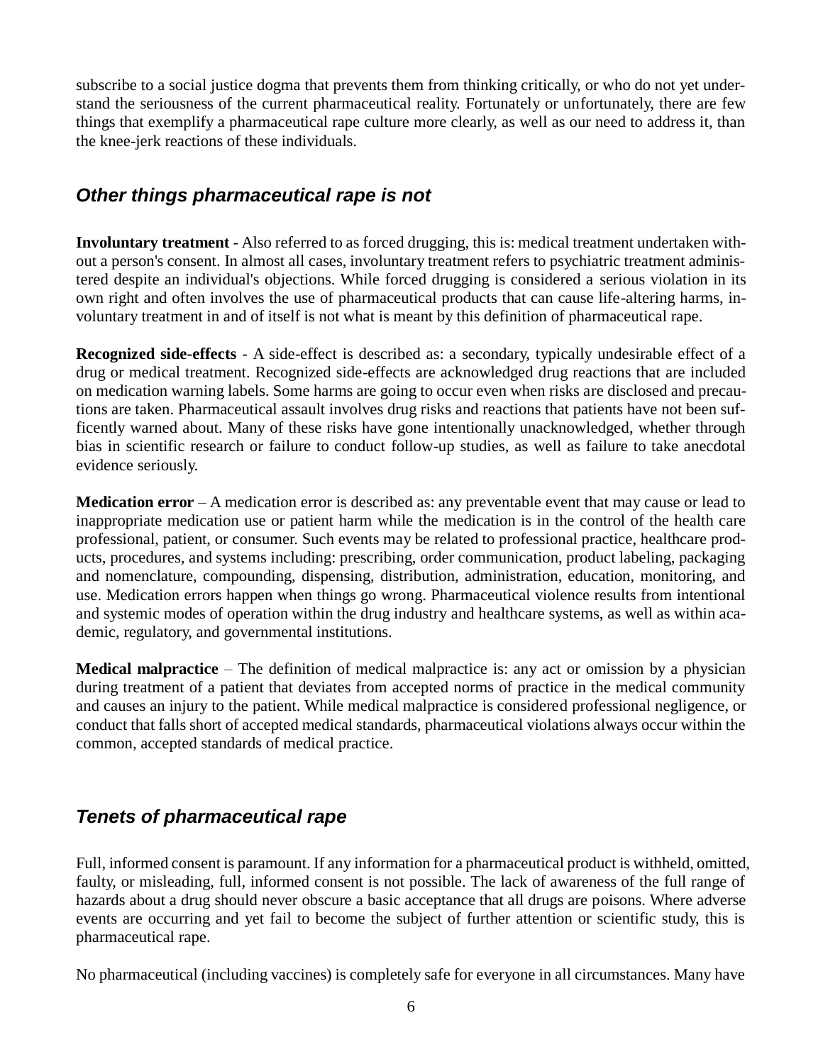subscribe to a social justice dogma that prevents them from thinking critically, or who do not yet understand the seriousness of the current pharmaceutical reality. Fortunately or unfortunately, there are few things that exemplify a pharmaceutical rape culture more clearly, as well as our need to address it, than the knee-jerk reactions of these individuals.

## *Other things pharmaceutical rape is not*

**Involuntary treatment** - Also referred to as forced drugging, this is: medical treatment undertaken without a person's consent. In almost all cases, involuntary treatment refers to psychiatric treatment administered despite an individual's objections. While forced drugging is considered a serious violation in its own right and often involves the use of pharmaceutical products that can cause life-altering harms, involuntary treatment in and of itself is not what is meant by this definition of pharmaceutical rape.

**Recognized side-effects** - A side-effect is described as: a secondary, typically undesirable effect of a drug or medical treatment. Recognized side-effects are acknowledged drug reactions that are included on medication warning labels. Some harms are going to occur even when risks are disclosed and precautions are taken. Pharmaceutical assault involves drug risks and reactions that patients have not been sufficently warned about. Many of these risks have gone intentionally unacknowledged, whether through bias in scientific research or failure to conduct follow-up studies, as well as failure to take anecdotal evidence seriously.

**Medication error** – A medication error is described as: any preventable event that may cause or lead to inappropriate medication use or patient harm while the medication is in the control of the health care professional, patient, or consumer. Such events may be related to professional practice, healthcare products, procedures, and systems including: prescribing, order communication, product labeling, packaging and nomenclature, compounding, dispensing, distribution, administration, education, monitoring, and use. Medication errors happen when things go wrong. Pharmaceutical violence results from intentional and systemic modes of operation within the drug industry and healthcare systems, as well as within academic, regulatory, and governmental institutions.

**Medical malpractice** – The definition of medical malpractice is: any act or omission by a physician during treatment of a patient that deviates from accepted norms of practice in the medical community and causes an injury to the patient. While medical malpractice is considered professional negligence, or conduct that falls short of accepted medical standards, pharmaceutical violations always occur within the common, accepted standards of medical practice.

## *Tenets of pharmaceutical rape*

Full, informed consent is paramount. If any information for a pharmaceutical product is withheld, omitted, faulty, or misleading, full, informed consent is not possible. The lack of awareness of the full range of hazards about a drug should never obscure a basic acceptance that all drugs are poisons. Where adverse events are occurring and yet fail to become the subject of further attention or scientific study, this is pharmaceutical rape.

No pharmaceutical (including vaccines) is completely safe for everyone in all circumstances. Many have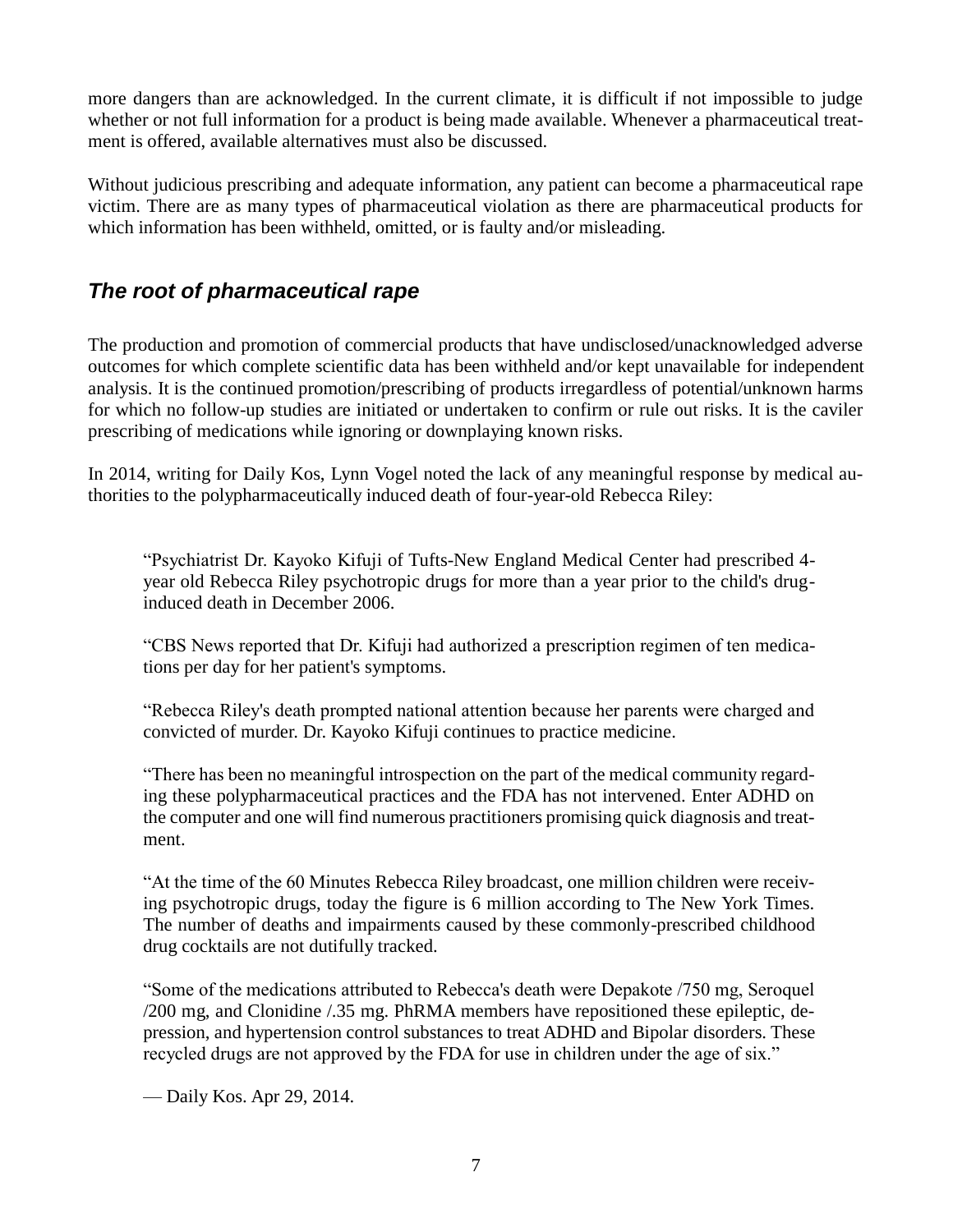more dangers than are acknowledged. In the current climate, it is difficult if not impossible to judge whether or not full information for a product is being made available. Whenever a pharmaceutical treatment is offered, available alternatives must also be discussed.

Without judicious prescribing and adequate information, any patient can become a pharmaceutical rape victim. There are as many types of pharmaceutical violation as there are pharmaceutical products for which information has been withheld, omitted, or is faulty and/or misleading.

## *The root of pharmaceutical rape*

The production and promotion of commercial products that have undisclosed/unacknowledged adverse outcomes for which complete scientific data has been withheld and/or kept unavailable for independent analysis. It is the continued promotion/prescribing of products irregardless of potential/unknown harms for which no follow-up studies are initiated or undertaken to confirm or rule out risks. It is the caviler prescribing of medications while ignoring or downplaying known risks.

In 2014, writing for Daily Kos, Lynn Vogel noted the lack of any meaningful response by medical authorities to the polypharmaceutically induced death of four-year-old Rebecca Riley:

> "Psychiatrist Dr. Kayoko Kifuji of Tufts-New England Medical Center had prescribed 4-year old Rebecca Riley psychotropic drugs for more than a year prior to the child's drug-induced death in December 2006.
>
> "CBS News reported that Dr. Kifuji had authorized a prescription regimen of ten medications per day for her patient's symptoms.
>
> "Rebecca Riley's death prompted national attention because her parents were charged and convicted of murder. Dr. Kayoko Kifuji continues to practice medicine.
>
> "There has been no meaningful introspection on the part of the medical community regarding these polypharmaceutical practices and the FDA has not intervened. Enter ADHD on the computer and one will find numerous practitioners promising quick diagnosis and treatment.
>
> "At the time of the 60 Minutes Rebecca Riley broadcast, one million children were receiving psychotropic drugs, today the figure is 6 million according to The New York Times. The number of deaths and impairments caused by these commonly-prescribed childhood drug cocktails are not dutifully tracked.
>
> "Some of the medications attributed to Rebecca's death were Depakote /750 mg, Seroquel /200 mg, and Clonidine /.35 mg. PhRMA members have repositioned these epileptic, depression, and hypertension control substances to treat ADHD and Bipolar disorders. These recycled drugs are not approved by the FDA for use in children under the age of six."
>
> — Daily Kos. Apr 29, 2014.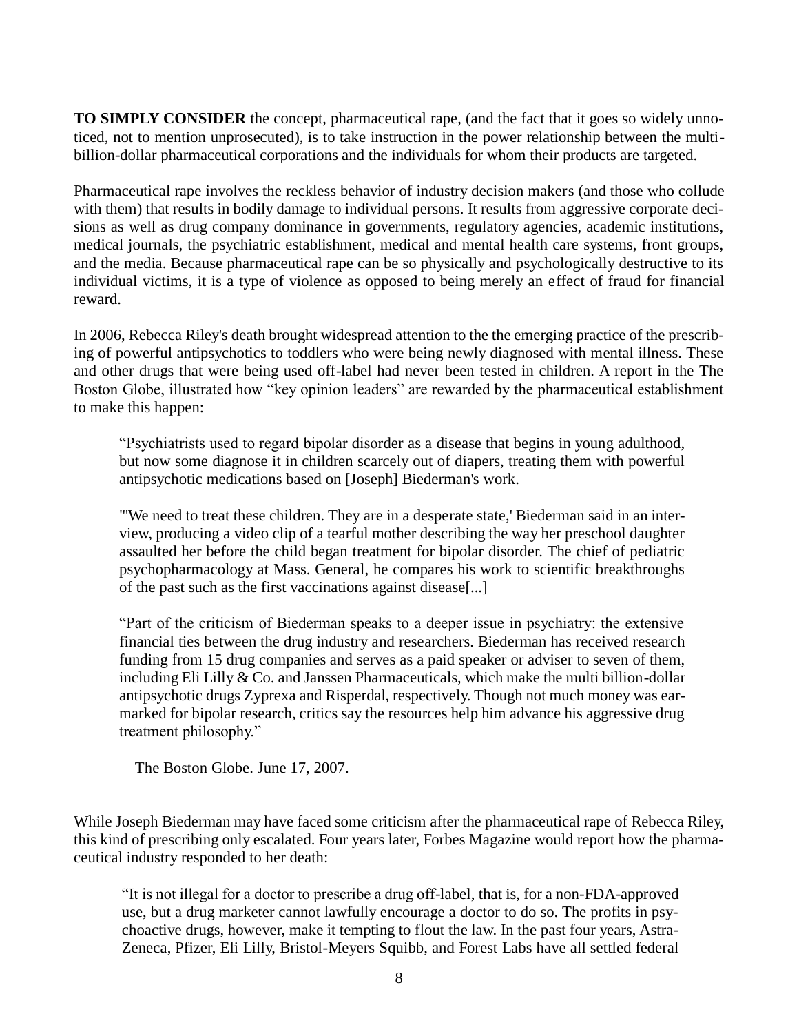**TO SIMPLY CONSIDER** the concept, pharmaceutical rape, (and the fact that it goes so widely unnoticed, not to mention unprosecuted), is to take instruction in the power relationship between the multi-billion-dollar pharmaceutical corporations and the individuals for whom their products are targeted.

Pharmaceutical rape involves the reckless behavior of industry decision makers (and those who collude with them) that results in bodily damage to individual persons. It results from aggressive corporate decisions as well as drug company dominance in governments, regulatory agencies, academic institutions, medical journals, the psychiatric establishment, medical and mental health care systems, front groups, and the media. Because pharmaceutical rape can be so physically and psychologically destructive to its individual victims, it is a type of violence as opposed to being merely an effect of fraud for financial reward.

In 2006, Rebecca Riley's death brought widespread attention to the the emerging practice of the prescribing of powerful antipsychotics to toddlers who were being newly diagnosed with mental illness. These and other drugs that were being used off-label had never been tested in children. A report in the The Boston Globe, illustrated how "key opinion leaders" are rewarded by the pharmaceutical establishment to make this happen:

> "Psychiatrists used to regard bipolar disorder as a disease that begins in young adulthood, but now some diagnose it in children scarcely out of diapers, treating them with powerful antipsychotic medications based on [Joseph] Biederman's work.
>
> "'We need to treat these children. They are in a desperate state,' Biederman said in an interview, producing a video clip of a tearful mother describing the way her preschool daughter assaulted her before the child began treatment for bipolar disorder. The chief of pediatric psychopharmacology at Mass. General, he compares his work to scientific breakthroughs of the past such as the first vaccinations against disease[...]
>
> "Part of the criticism of Biederman speaks to a deeper issue in psychiatry: the extensive financial ties between the drug industry and researchers. Biederman has received research funding from 15 drug companies and serves as a paid speaker or adviser to seven of them, including Eli Lilly & Co. and Janssen Pharmaceuticals, which make the multi billion-dollar antipsychotic drugs Zyprexa and Risperdal, respectively. Though not much money was earmarked for bipolar research, critics say the resources help him advance his aggressive drug treatment philosophy."
>
> —The Boston Globe. June 17, 2007.

While Joseph Biederman may have faced some criticism after the pharmaceutical rape of Rebecca Riley, this kind of prescribing only escalated. Four years later, Forbes Magazine would report how the pharmaceutical industry responded to her death:

> "It is not illegal for a doctor to prescribe a drug off-label, that is, for a non-FDA-approved use, but a drug marketer cannot lawfully encourage a doctor to do so. The profits in psychoactive drugs, however, make it tempting to flout the law. In the past four years, AstraZeneca, Pfizer, Eli Lilly, Bristol-Meyers Squibb, and Forest Labs have all settled federal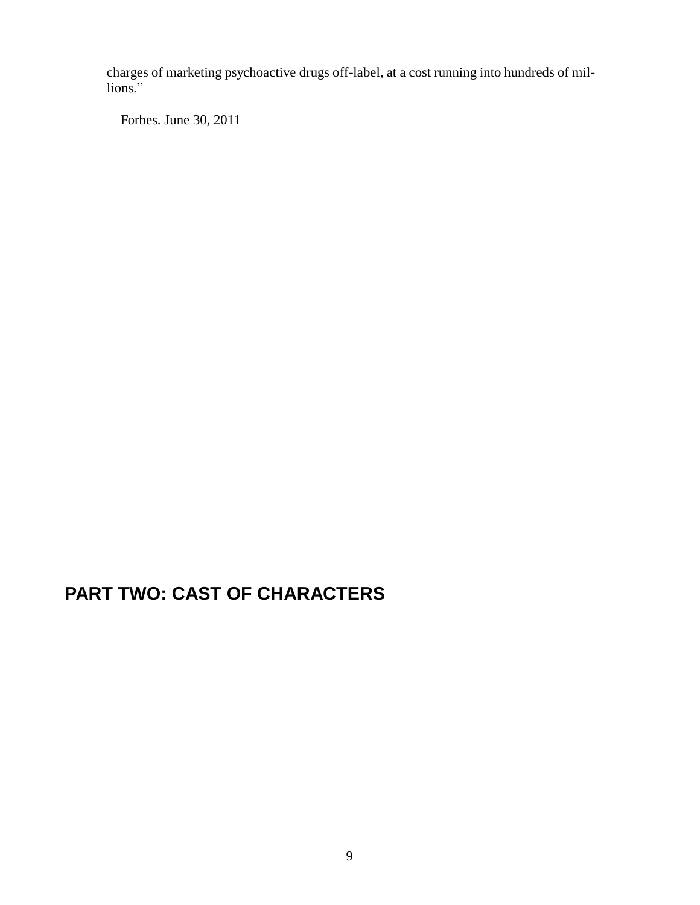charges of marketing psychoactive drugs off-label, at a cost running into hundreds of millions."

—Forbes. June 30, 2011

# PART TWO: CAST OF CHARACTERS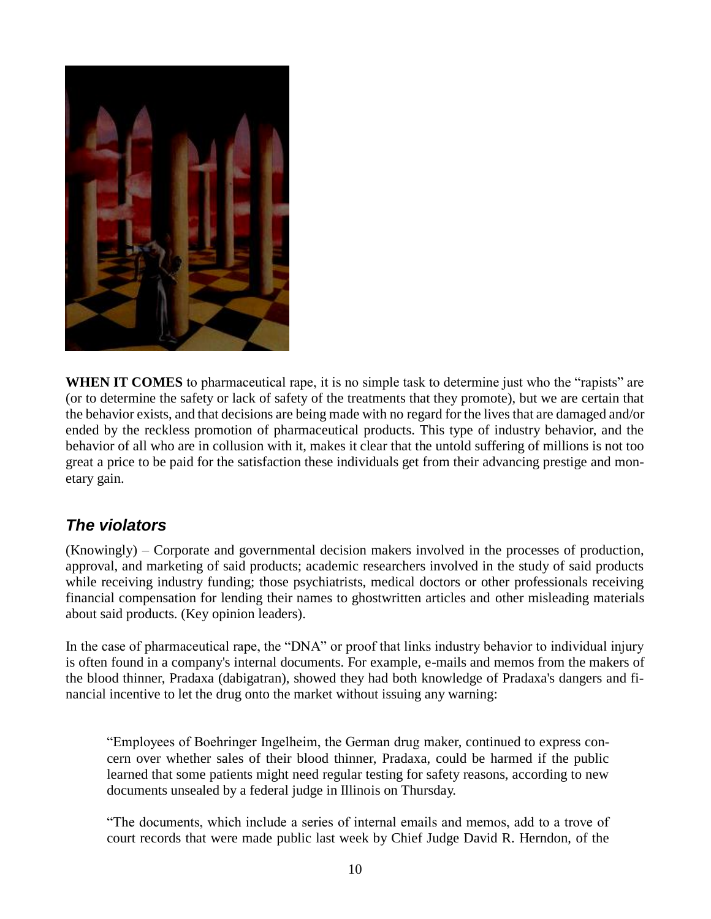**WHEN IT COMES** to pharmaceutical rape, it is no simple task to determine just who the "rapists" are (or to determine the safety or lack of safety of the treatments that they promote), but we are certain that the behavior exists, and that decisions are being made with no regard for the lives that are damaged and/or ended by the reckless promotion of pharmaceutical products. This type of industry behavior, and the behavior of all who are in collusion with it, makes it clear that the untold suffering of millions is not too great a price to be paid for the satisfaction these individuals get from their advancing prestige and monetary gain.

## *The violators*

(Knowingly) – Corporate and governmental decision makers involved in the processes of production, approval, and marketing of said products; academic researchers involved in the study of said products while receiving industry funding; those psychiatrists, medical doctors or other professionals receiving financial compensation for lending their names to ghostwritten articles and other misleading materials about said products. (Key opinion leaders).

In the case of pharmaceutical rape, the "DNA" or proof that links industry behavior to individual injury is often found in a company's internal documents. For example, e-mails and memos from the makers of the blood thinner, Pradaxa (dabigatran), showed they had both knowledge of Pradaxa's dangers and financial incentive to let the drug onto the market without issuing any warning:

> "Employees of Boehringer Ingelheim, the German drug maker, continued to express concern over whether sales of their blood thinner, Pradaxa, could be harmed if the public learned that some patients might need regular testing for safety reasons, according to new documents unsealed by a federal judge in Illinois on Thursday.
>
> "The documents, which include a series of internal emails and memos, add to a trove of court records that were made public last week by Chief Judge David R. Herndon, of the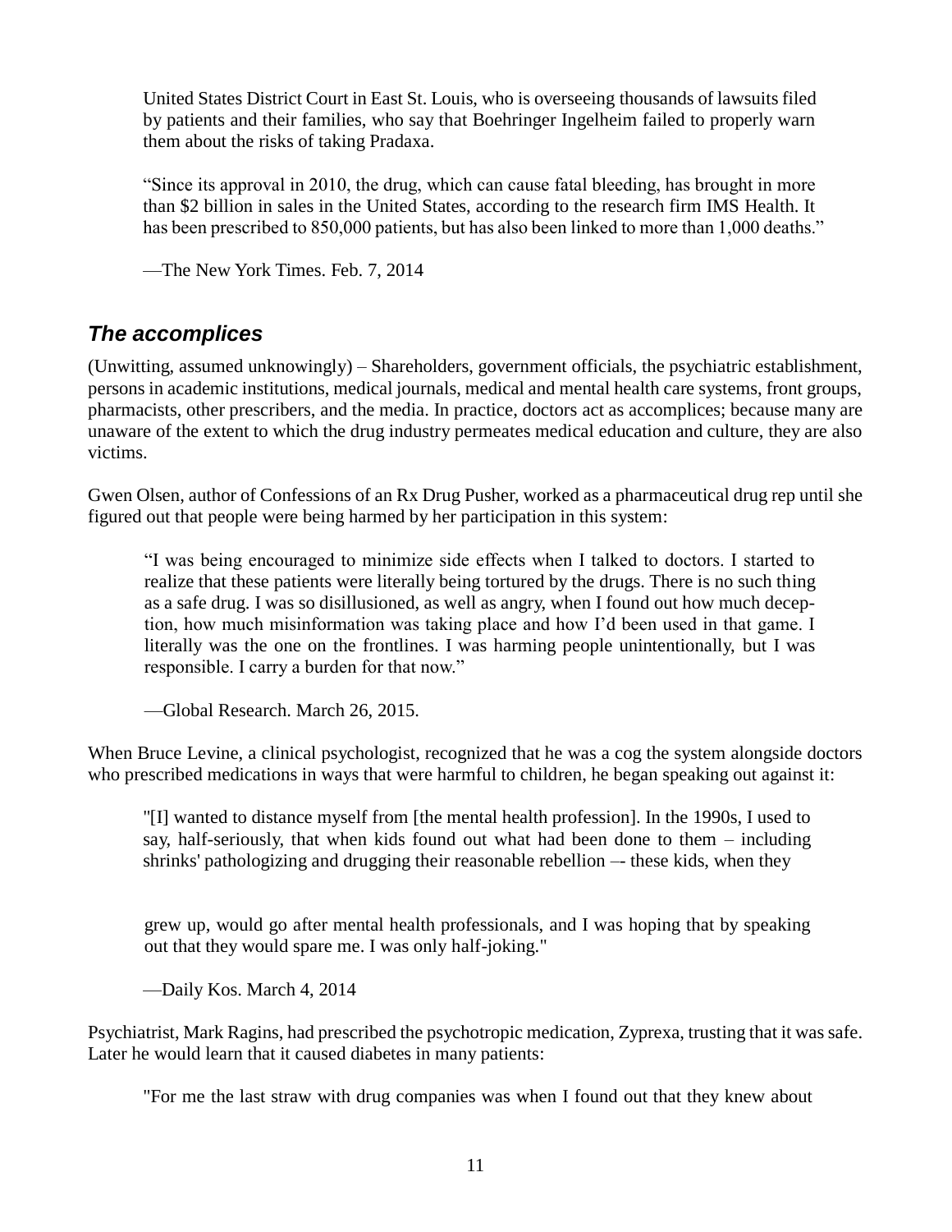United States District Court in East St. Louis, who is overseeing thousands of lawsuits filed by patients and their families, who say that Boehringer Ingelheim failed to properly warn them about the risks of taking Pradaxa.

> "Since its approval in 2010, the drug, which can cause fatal bleeding, has brought in more than $2 billion in sales in the United States, according to the research firm IMS Health. It has been prescribed to 850,000 patients, but has also been linked to more than 1,000 deaths."
>
> —The New York Times. Feb. 7, 2014

### *The accomplices*

(Unwitting, assumed unknowingly) – Shareholders, government officials, the psychiatric establishment, persons in academic institutions, medical journals, medical and mental health care systems, front groups, pharmacists, other prescribers, and the media. In practice, doctors act as accomplices; because many are unaware of the extent to which the drug industry permeates medical education and culture, they are also victims.

Gwen Olsen, author of Confessions of an Rx Drug Pusher, worked as a pharmaceutical drug rep until she figured out that people were being harmed by her participation in this system:

> "I was being encouraged to minimize side effects when I talked to doctors. I started to realize that these patients were literally being tortured by the drugs. There is no such thing as a safe drug. I was so disillusioned, as well as angry, when I found out how much deception, how much misinformation was taking place and how I'd been used in that game. I literally was the one on the frontlines. I was harming people unintentionally, but I was responsible. I carry a burden for that now."
>
> —Global Research. March 26, 2015.

When Bruce Levine, a clinical psychologist, recognized that he was a cog the system alongside doctors who prescribed medications in ways that were harmful to children, he began speaking out against it:

> "[I] wanted to distance myself from [the mental health profession]. In the 1990s, I used to say, half-seriously, that when kids found out what had been done to them – including shrinks' pathologizing and drugging their reasonable rebellion –- these kids, when they grew up, would go after mental health professionals, and I was hoping that by speaking out that they would spare me. I was only half-joking."
>
> —Daily Kos. March 4, 2014

Psychiatrist, Mark Ragins, had prescribed the psychotropic medication, Zyprexa, trusting that it was safe. Later he would learn that it caused diabetes in many patients:

> "For me the last straw with drug companies was when I found out that they knew about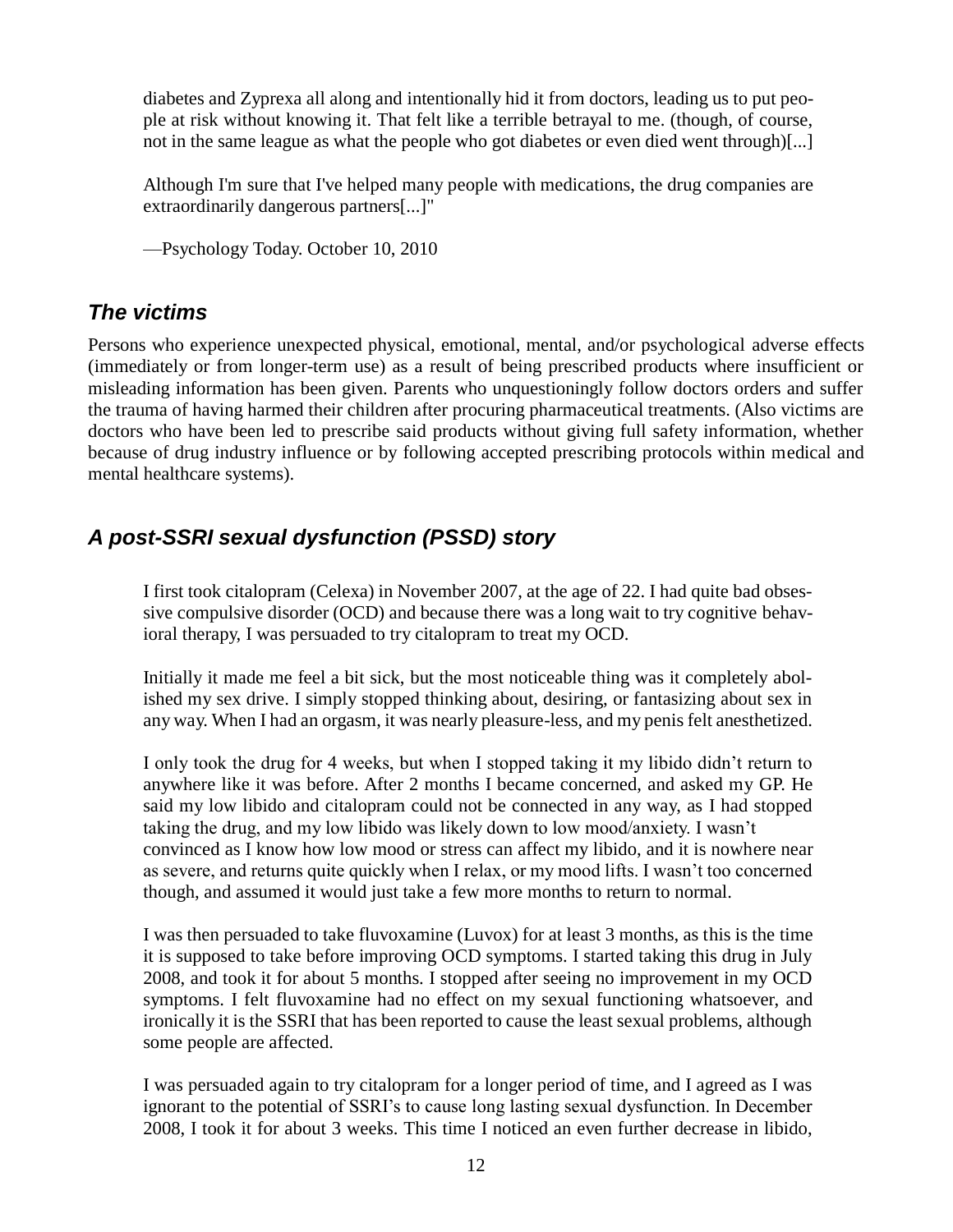> diabetes and Zyprexa all along and intentionally hid it from doctors, leading us to put people at risk without knowing it. That felt like a terrible betrayal to me. (though, of course, not in the same league as what the people who got diabetes or even died went through)[...]
>
> Although I'm sure that I've helped many people with medications, the drug companies are extraordinarily dangerous partners[...]"
>
> —Psychology Today. October 10, 2010

## *The victims*

Persons who experience unexpected physical, emotional, mental, and/or psychological adverse effects (immediately or from longer-term use) as a result of being prescribed products where insufficient or misleading information has been given. Parents who unquestioningly follow doctors orders and suffer the trauma of having harmed their children after procuring pharmaceutical treatments. (Also victims are doctors who have been led to prescribe said products without giving full safety information, whether because of drug industry influence or by following accepted prescribing protocols within medical and mental healthcare systems).

## *A post-SSRI sexual dysfunction (PSSD) story*

> I first took citalopram (Celexa) in November 2007, at the age of 22. I had quite bad obsessive compulsive disorder (OCD) and because there was a long wait to try cognitive behavioral therapy, I was persuaded to try citalopram to treat my OCD.
>
> Initially it made me feel a bit sick, but the most noticeable thing was it completely abolished my sex drive. I simply stopped thinking about, desiring, or fantasizing about sex in any way. When I had an orgasm, it was nearly pleasure-less, and my penis felt anesthetized.
>
> I only took the drug for 4 weeks, but when I stopped taking it my libido didn't return to anywhere like it was before. After 2 months I became concerned, and asked my GP. He said my low libido and citalopram could not be connected in any way, as I had stopped taking the drug, and my low libido was likely down to low mood/anxiety. I wasn't convinced as I know how low mood or stress can affect my libido, and it is nowhere near as severe, and returns quite quickly when I relax, or my mood lifts. I wasn't too concerned though, and assumed it would just take a few more months to return to normal.
>
> I was then persuaded to take fluvoxamine (Luvox) for at least 3 months, as this is the time it is supposed to take before improving OCD symptoms. I started taking this drug in July 2008, and took it for about 5 months. I stopped after seeing no improvement in my OCD symptoms. I felt fluvoxamine had no effect on my sexual functioning whatsoever, and ironically it is the SSRI that has been reported to cause the least sexual problems, although some people are affected.
>
> I was persuaded again to try citalopram for a longer period of time, and I agreed as I was ignorant to the potential of SSRI's to cause long lasting sexual dysfunction. In December 2008, I took it for about 3 weeks. This time I noticed an even further decrease in libido,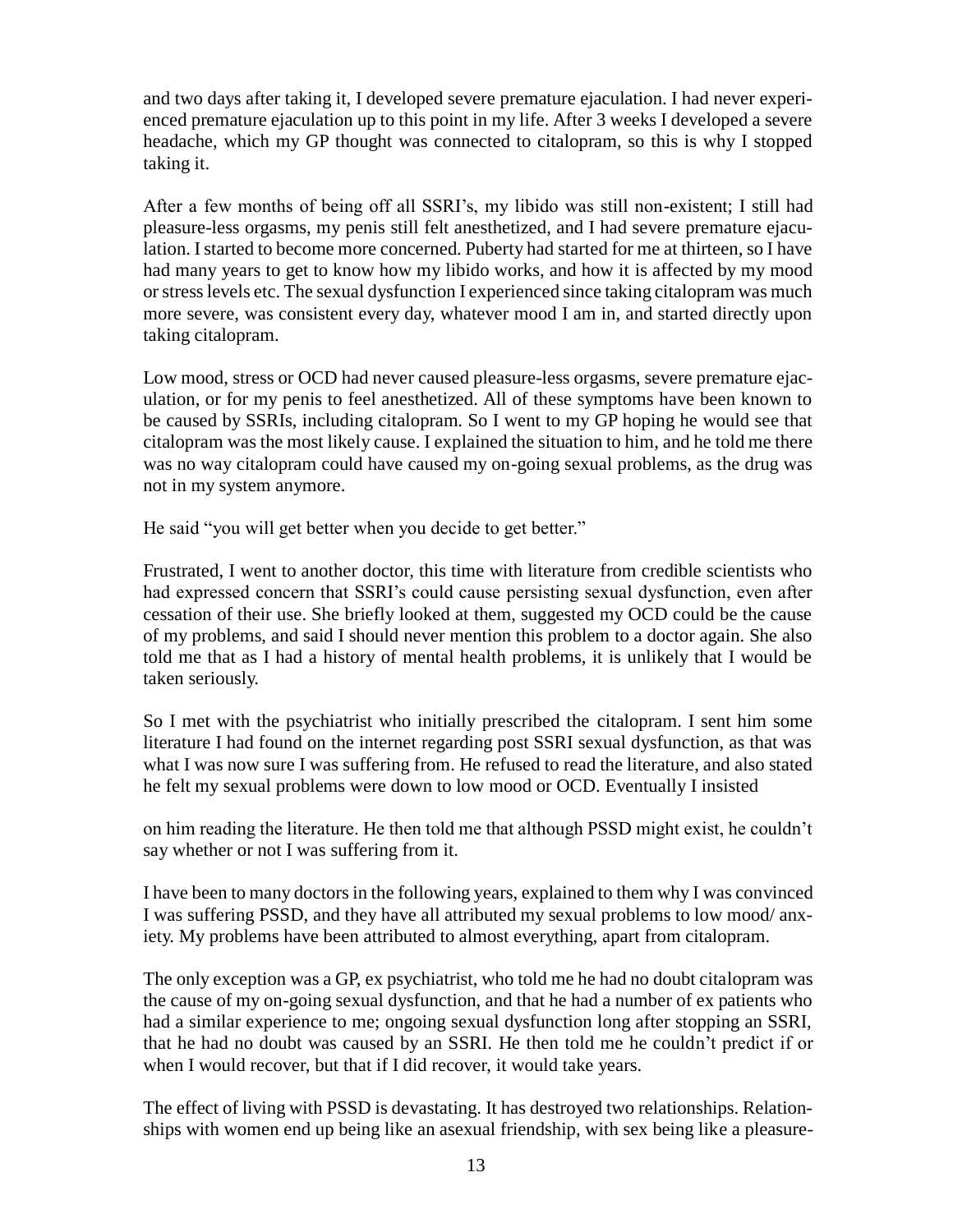and two days after taking it, I developed severe premature ejaculation. I had never experienced premature ejaculation up to this point in my life. After 3 weeks I developed a severe headache, which my GP thought was connected to citalopram, so this is why I stopped taking it.

After a few months of being off all SSRI's, my libido was still non-existent; I still had pleasure-less orgasms, my penis still felt anesthetized, and I had severe premature ejaculation. I started to become more concerned. Puberty had started for me at thirteen, so I have had many years to get to know how my libido works, and how it is affected by my mood or stress levels etc. The sexual dysfunction I experienced since taking citalopram was much more severe, was consistent every day, whatever mood I am in, and started directly upon taking citalopram.

Low mood, stress or OCD had never caused pleasure-less orgasms, severe premature ejaculation, or for my penis to feel anesthetized. All of these symptoms have been known to be caused by SSRIs, including citalopram. So I went to my GP hoping he would see that citalopram was the most likely cause. I explained the situation to him, and he told me there was no way citalopram could have caused my on-going sexual problems, as the drug was not in my system anymore.

He said "you will get better when you decide to get better."

Frustrated, I went to another doctor, this time with literature from credible scientists who had expressed concern that SSRI's could cause persisting sexual dysfunction, even after cessation of their use. She briefly looked at them, suggested my OCD could be the cause of my problems, and said I should never mention this problem to a doctor again. She also told me that as I had a history of mental health problems, it is unlikely that I would be taken seriously.

So I met with the psychiatrist who initially prescribed the citalopram. I sent him some literature I had found on the internet regarding post SSRI sexual dysfunction, as that was what I was now sure I was suffering from. He refused to read the literature, and also stated he felt my sexual problems were down to low mood or OCD. Eventually I insisted on him reading the literature. He then told me that although PSSD might exist, he couldn't say whether or not I was suffering from it.

I have been to many doctors in the following years, explained to them why I was convinced I was suffering PSSD, and they have all attributed my sexual problems to low mood/ anxiety. My problems have been attributed to almost everything, apart from citalopram.

The only exception was a GP, ex psychiatrist, who told me he had no doubt citalopram was the cause of my on-going sexual dysfunction, and that he had a number of ex patients who had a similar experience to me; ongoing sexual dysfunction long after stopping an SSRI, that he had no doubt was caused by an SSRI. He then told me he couldn't predict if or when I would recover, but that if I did recover, it would take years.

The effect of living with PSSD is devastating. It has destroyed two relationships. Relationships with women end up being like an asexual friendship, with sex being like a pleasure-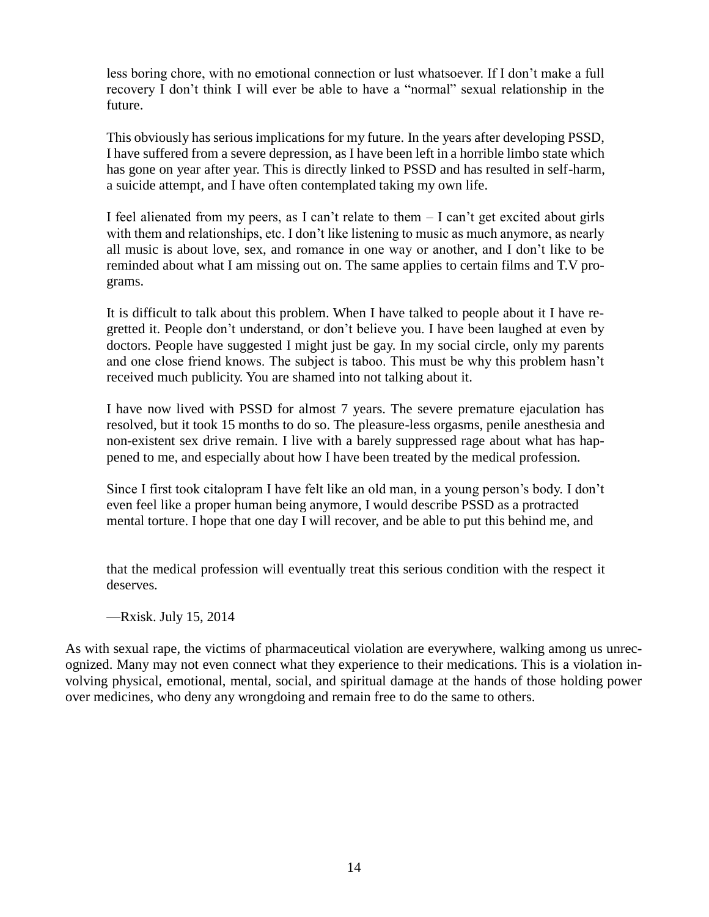> less boring chore, with no emotional connection or lust whatsoever. If I don't make a full recovery I don't think I will ever be able to have a "normal" sexual relationship in the future.
>
> This obviously has serious implications for my future. In the years after developing PSSD, I have suffered from a severe depression, as I have been left in a horrible limbo state which has gone on year after year. This is directly linked to PSSD and has resulted in self-harm, a suicide attempt, and I have often contemplated taking my own life.
>
> I feel alienated from my peers, as I can't relate to them – I can't get excited about girls with them and relationships, etc. I don't like listening to music as much anymore, as nearly all music is about love, sex, and romance in one way or another, and I don't like to be reminded about what I am missing out on. The same applies to certain films and T.V programs.
>
> It is difficult to talk about this problem. When I have talked to people about it I have regretted it. People don't understand, or don't believe you. I have been laughed at even by doctors. People have suggested I might just be gay. In my social circle, only my parents and one close friend knows. The subject is taboo. This must be why this problem hasn't received much publicity. You are shamed into not talking about it.
>
> I have now lived with PSSD for almost 7 years. The severe premature ejaculation has resolved, but it took 15 months to do so. The pleasure-less orgasms, penile anesthesia and non-existent sex drive remain. I live with a barely suppressed rage about what has happened to me, and especially about how I have been treated by the medical profession.
>
> Since I first took citalopram I have felt like an old man, in a young person's body. I don't even feel like a proper human being anymore, I would describe PSSD as a protracted mental torture. I hope that one day I will recover, and be able to put this behind me, and that the medical profession will eventually treat this serious condition with the respect it deserves.
>
> —Rxisk. July 15, 2014

As with sexual rape, the victims of pharmaceutical violation are everywhere, walking among us unrecognized. Many may not even connect what they experience to their medications. This is a violation involving physical, emotional, mental, social, and spiritual damage at the hands of those holding power over medicines, who deny any wrongdoing and remain free to do the same to others.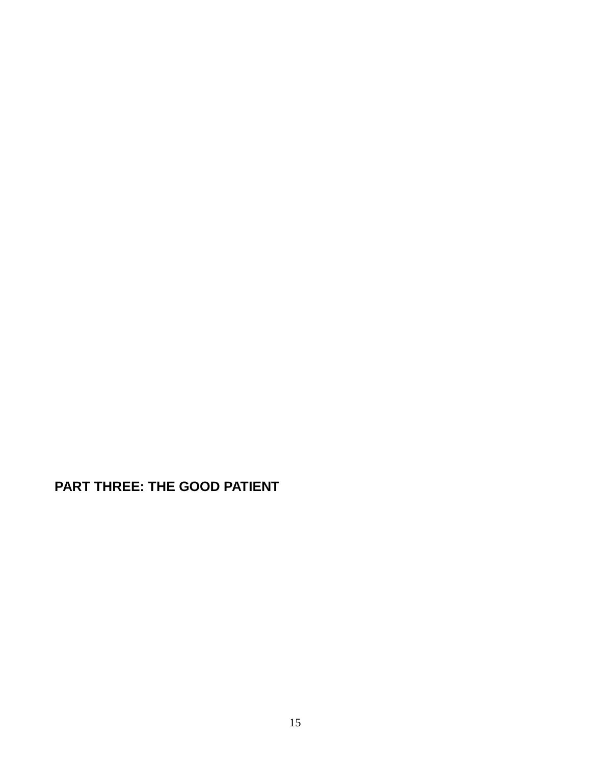# PART THREE: THE GOOD PATIENT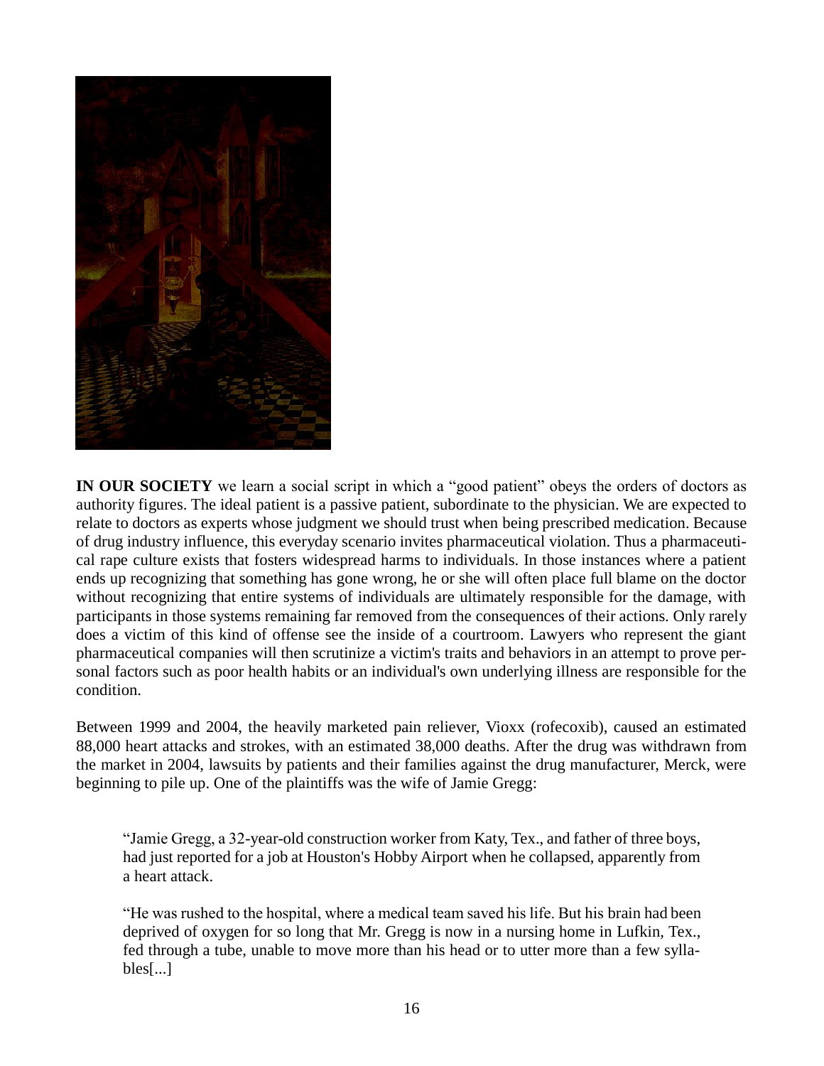**IN OUR SOCIETY** we learn a social script in which a "good patient" obeys the orders of doctors as authority figures. The ideal patient is a passive patient, subordinate to the physician. We are expected to relate to doctors as experts whose judgment we should trust when being prescribed medication. Because of drug industry influence, this everyday scenario invites pharmaceutical violation. Thus a pharmaceutical rape culture exists that fosters widespread harms to individuals. In those instances where a patient ends up recognizing that something has gone wrong, he or she will often place full blame on the doctor without recognizing that entire systems of individuals are ultimately responsible for the damage, with participants in those systems remaining far removed from the consequences of their actions. Only rarely does a victim of this kind of offense see the inside of a courtroom. Lawyers who represent the giant pharmaceutical companies will then scrutinize a victim's traits and behaviors in an attempt to prove personal factors such as poor health habits or an individual's own underlying illness are responsible for the condition.

Between 1999 and 2004, the heavily marketed pain reliever, Vioxx (rofecoxib), caused an estimated 88,000 heart attacks and strokes, with an estimated 38,000 deaths. After the drug was withdrawn from the market in 2004, lawsuits by patients and their families against the drug manufacturer, Merck, were beginning to pile up. One of the plaintiffs was the wife of Jamie Gregg:

> "Jamie Gregg, a 32-year-old construction worker from Katy, Tex., and father of three boys, had just reported for a job at Houston's Hobby Airport when he collapsed, apparently from a heart attack.
>
> "He was rushed to the hospital, where a medical team saved his life. But his brain had been deprived of oxygen for so long that Mr. Gregg is now in a nursing home in Lufkin, Tex., fed through a tube, unable to move more than his head or to utter more than a few syllables[...]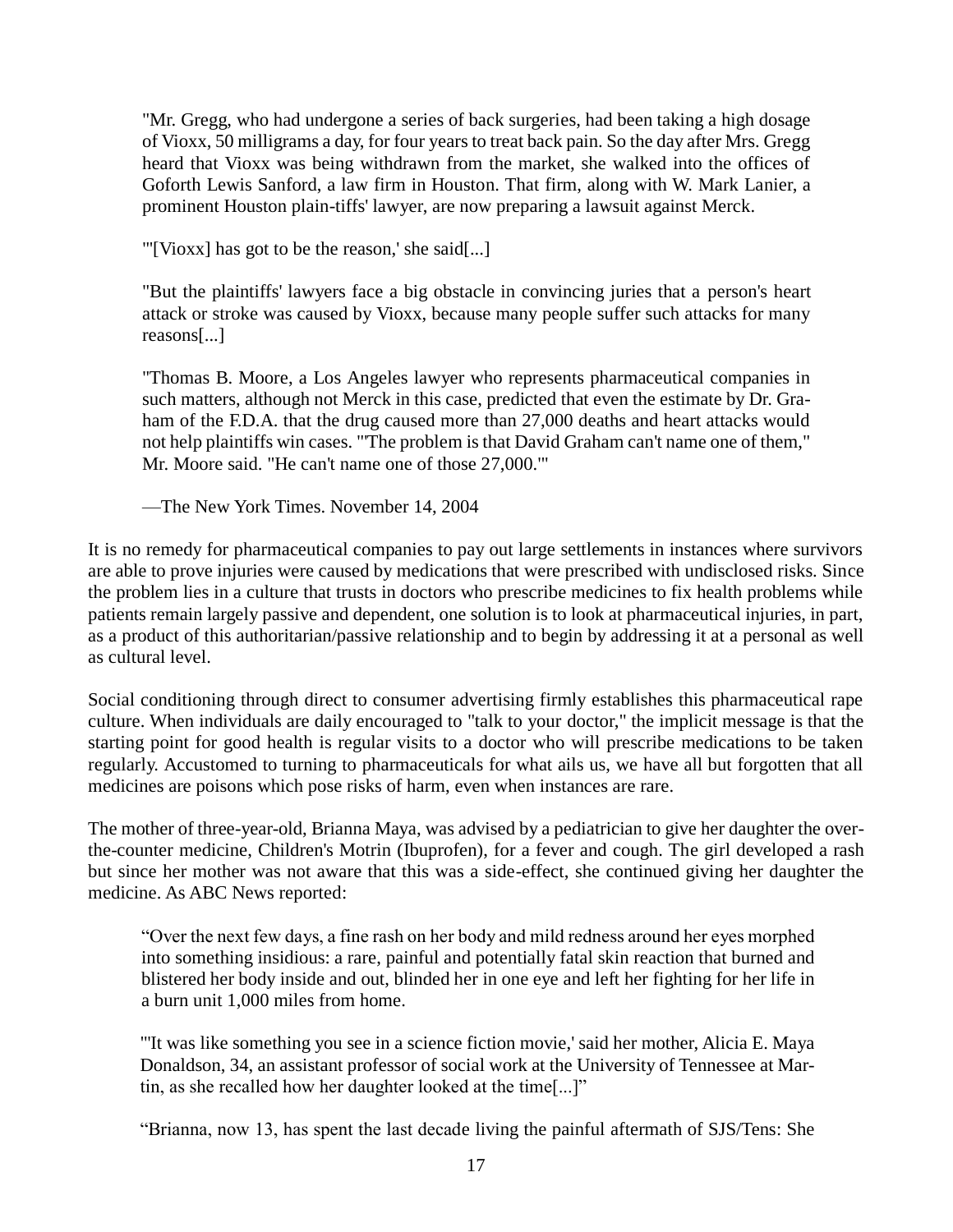> "Mr. Gregg, who had undergone a series of back surgeries, had been taking a high dosage of Vioxx, 50 milligrams a day, for four years to treat back pain. So the day after Mrs. Gregg heard that Vioxx was being withdrawn from the market, she walked into the offices of Goforth Lewis Sanford, a law firm in Houston. That firm, along with W. Mark Lanier, a prominent Houston plain-tiffs' lawyer, are now preparing a lawsuit against Merck.
>
> "'[Vioxx] has got to be the reason,' she said[...]
>
> "But the plaintiffs' lawyers face a big obstacle in convincing juries that a person's heart attack or stroke was caused by Vioxx, because many people suffer such attacks for many reasons[...]
>
> "Thomas B. Moore, a Los Angeles lawyer who represents pharmaceutical companies in such matters, although not Merck in this case, predicted that even the estimate by Dr. Graham of the F.D.A. that the drug caused more than 27,000 deaths and heart attacks would not help plaintiffs win cases. "'The problem is that David Graham can't name one of them," Mr. Moore said. "He can't name one of those 27,000.'"
>
> —The New York Times. November 14, 2004

It is no remedy for pharmaceutical companies to pay out large settlements in instances where survivors are able to prove injuries were caused by medications that were prescribed with undisclosed risks. Since the problem lies in a culture that trusts in doctors who prescribe medicines to fix health problems while patients remain largely passive and dependent, one solution is to look at pharmaceutical injuries, in part, as a product of this authoritarian/passive relationship and to begin by addressing it at a personal as well as cultural level.

Social conditioning through direct to consumer advertising firmly establishes this pharmaceutical rape culture. When individuals are daily encouraged to "talk to your doctor," the implicit message is that the starting point for good health is regular visits to a doctor who will prescribe medications to be taken regularly. Accustomed to turning to pharmaceuticals for what ails us, we have all but forgotten that all medicines are poisons which pose risks of harm, even when instances are rare.

The mother of three-year-old, Brianna Maya, was advised by a pediatrician to give her daughter the over-the-counter medicine, Children's Motrin (Ibuprofen), for a fever and cough. The girl developed a rash but since her mother was not aware that this was a side-effect, she continued giving her daughter the medicine. As ABC News reported:

> "Over the next few days, a fine rash on her body and mild redness around her eyes morphed into something insidious: a rare, painful and potentially fatal skin reaction that burned and blistered her body inside and out, blinded her in one eye and left her fighting for her life in a burn unit 1,000 miles from home.
>
> "'It was like something you see in a science fiction movie,' said her mother, Alicia E. Maya Donaldson, 34, an assistant professor of social work at the University of Tennessee at Martin, as she recalled how her daughter looked at the time[...]"
>
> "Brianna, now 13, has spent the last decade living the painful aftermath of SJS/Tens: She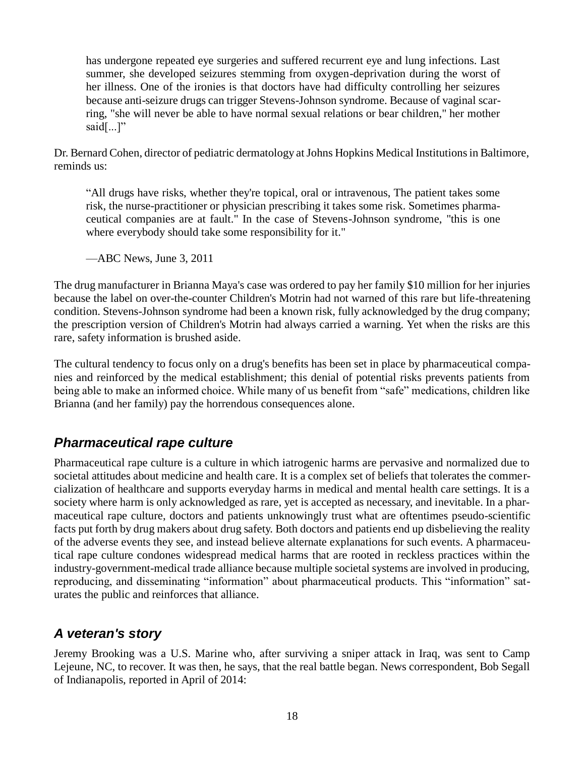> has undergone repeated eye surgeries and suffered recurrent eye and lung infections. Last summer, she developed seizures stemming from oxygen-deprivation during the worst of her illness. One of the ironies is that doctors have had difficulty controlling her seizures because anti-seizure drugs can trigger Stevens-Johnson syndrome. Because of vaginal scarring, "she will never be able to have normal sexual relations or bear children," her mother said[...]"

Dr. Bernard Cohen, director of pediatric dermatology at Johns Hopkins Medical Institutions in Baltimore, reminds us:

> "All drugs have risks, whether they're topical, oral or intravenous, The patient takes some risk, the nurse-practitioner or physician prescribing it takes some risk. Sometimes pharmaceutical companies are at fault." In the case of Stevens-Johnson syndrome, "this is one where everybody should take some responsibility for it."
>
> —ABC News, June 3, 2011

The drug manufacturer in Brianna Maya's case was ordered to pay her family $10 million for her injuries because the label on over-the-counter Children's Motrin had not warned of this rare but life-threatening condition. Stevens-Johnson syndrome had been a known risk, fully acknowledged by the drug company; the prescription version of Children's Motrin had always carried a warning. Yet when the risks are this rare, safety information is brushed aside.

The cultural tendency to focus only on a drug's benefits has been set in place by pharmaceutical companies and reinforced by the medical establishment; this denial of potential risks prevents patients from being able to make an informed choice. While many of us benefit from "safe" medications, children like Brianna (and her family) pay the horrendous consequences alone.

## *Pharmaceutical rape culture*

Pharmaceutical rape culture is a culture in which iatrogenic harms are pervasive and normalized due to societal attitudes about medicine and health care. It is a complex set of beliefs that tolerates the commercialization of healthcare and supports everyday harms in medical and mental health care settings. It is a society where harm is only acknowledged as rare, yet is accepted as necessary, and inevitable. In a pharmaceutical rape culture, doctors and patients unknowingly trust what are oftentimes pseudo-scientific facts put forth by drug makers about drug safety. Both doctors and patients end up disbelieving the reality of the adverse events they see, and instead believe alternate explanations for such events. A pharmaceutical rape culture condones widespread medical harms that are rooted in reckless practices within the industry-government-medical trade alliance because multiple societal systems are involved in producing, reproducing, and disseminating "information" about pharmaceutical products. This "information" saturates the public and reinforces that alliance.

## *A veteran's story*

Jeremy Brooking was a U.S. Marine who, after surviving a sniper attack in Iraq, was sent to Camp Lejeune, NC, to recover. It was then, he says, that the real battle began. News correspondent, Bob Segall of Indianapolis, reported in April of 2014: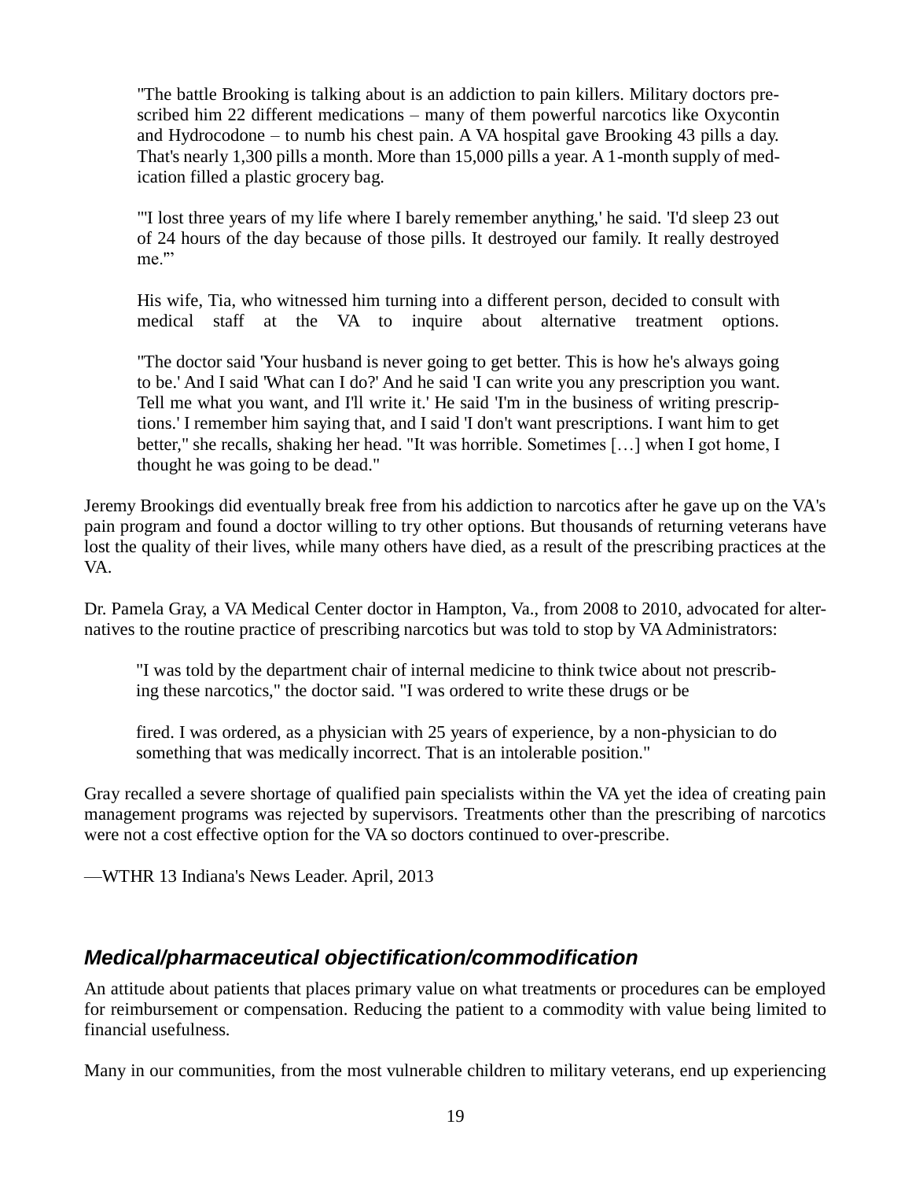> "The battle Brooking is talking about is an addiction to pain killers. Military doctors prescribed him 22 different medications – many of them powerful narcotics like Oxycontin and Hydrocodone – to numb his chest pain. A VA hospital gave Brooking 43 pills a day. That's nearly 1,300 pills a month. More than 15,000 pills a year. A 1-month supply of medication filled a plastic grocery bag.
>
> "'I lost three years of my life where I barely remember anything,' he said. 'I'd sleep 23 out of 24 hours of the day because of those pills. It destroyed our family. It really destroyed me.'"
>
> His wife, Tia, who witnessed him turning into a different person, decided to consult with medical staff at the VA to inquire about alternative treatment options.
>
> "The doctor said 'Your husband is never going to get better. This is how he's always going to be.' And I said 'What can I do?' And he said 'I can write you any prescription you want. Tell me what you want, and I'll write it.' He said 'I'm in the business of writing prescriptions.' I remember him saying that, and I said 'I don't want prescriptions. I want him to get better," she recalls, shaking her head. "It was horrible. Sometimes […] when I got home, I thought he was going to be dead."

Jeremy Brookings did eventually break free from his addiction to narcotics after he gave up on the VA's pain program and found a doctor willing to try other options. But thousands of returning veterans have lost the quality of their lives, while many others have died, as a result of the prescribing practices at the VA.

Dr. Pamela Gray, a VA Medical Center doctor in Hampton, Va., from 2008 to 2010, advocated for alternatives to the routine practice of prescribing narcotics but was told to stop by VA Administrators:

> "I was told by the department chair of internal medicine to think twice about not prescribing these narcotics," the doctor said. "I was ordered to write these drugs or be
>
> fired. I was ordered, as a physician with 25 years of experience, by a non-physician to do something that was medically incorrect. That is an intolerable position."

Gray recalled a severe shortage of qualified pain specialists within the VA yet the idea of creating pain management programs was rejected by supervisors. Treatments other than the prescribing of narcotics were not a cost effective option for the VA so doctors continued to over-prescribe.

—WTHR 13 Indiana's News Leader. April, 2013

### *Medical/pharmaceutical objectification/commodification*

An attitude about patients that places primary value on what treatments or procedures can be employed for reimbursement or compensation. Reducing the patient to a commodity with value being limited to financial usefulness.

Many in our communities, from the most vulnerable children to military veterans, end up experiencing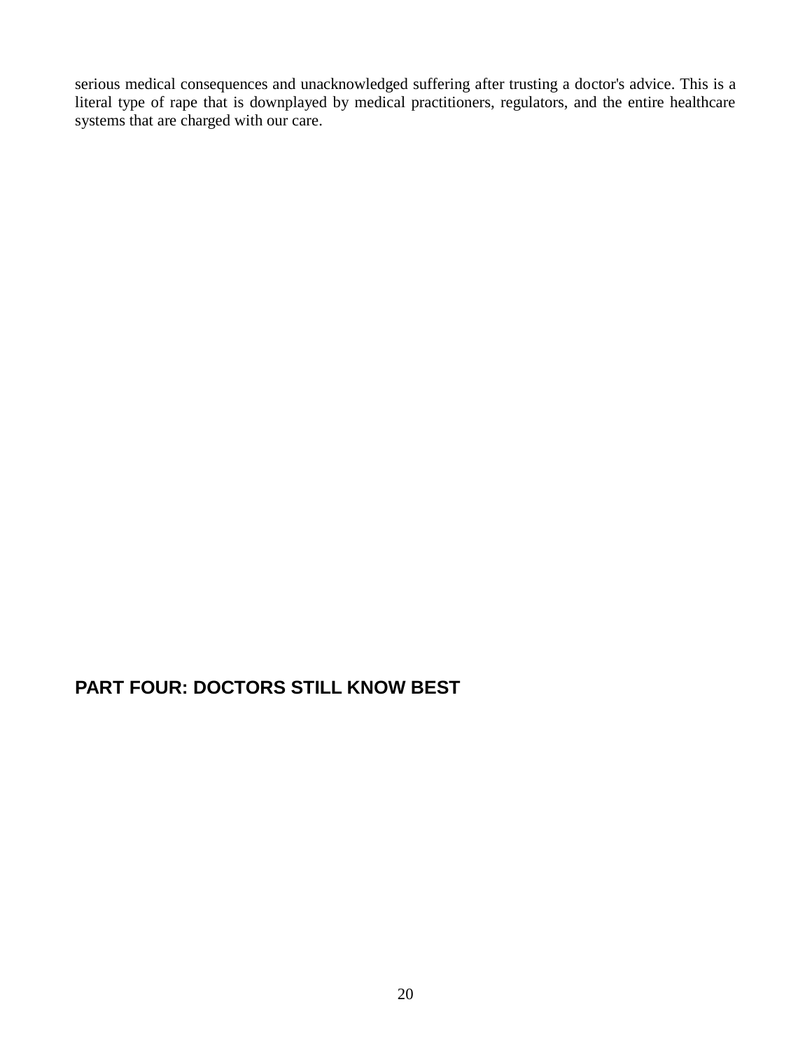serious medical consequences and unacknowledged suffering after trusting a doctor's advice. This is a literal type of rape that is downplayed by medical practitioners, regulators, and the entire healthcare systems that are charged with our care.

## PART FOUR: DOCTORS STILL KNOW BEST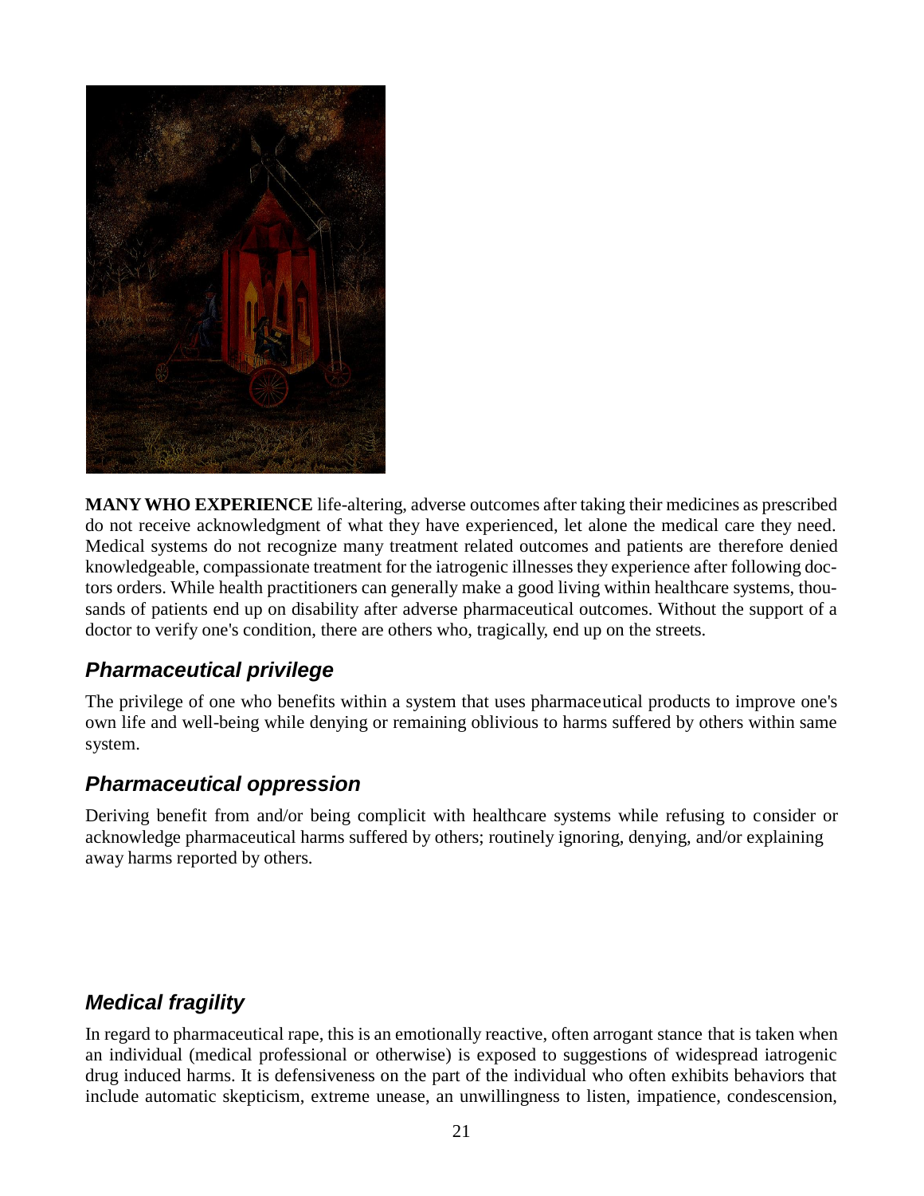**MANY WHO EXPERIENCE** life-altering, adverse outcomes after taking their medicines as prescribed do not receive acknowledgment of what they have experienced, let alone the medical care they need. Medical systems do not recognize many treatment related outcomes and patients are therefore denied knowledgeable, compassionate treatment for the iatrogenic illnesses they experience after following doctors orders. While health practitioners can generally make a good living within healthcare systems, thousands of patients end up on disability after adverse pharmaceutical outcomes. Without the support of a doctor to verify one's condition, there are others who, tragically, end up on the streets.

## *Pharmaceutical privilege*

The privilege of one who benefits within a system that uses pharmaceutical products to improve one's own life and well-being while denying or remaining oblivious to harms suffered by others within same system.

## *Pharmaceutical oppression*

Deriving benefit from and/or being complicit with healthcare systems while refusing to consider or acknowledge pharmaceutical harms suffered by others; routinely ignoring, denying, and/or explaining away harms reported by others.

## *Medical fragility*

In regard to pharmaceutical rape, this is an emotionally reactive, often arrogant stance that is taken when an individual (medical professional or otherwise) is exposed to suggestions of widespread iatrogenic drug induced harms. It is defensiveness on the part of the individual who often exhibits behaviors that include automatic skepticism, extreme unease, an unwillingness to listen, impatience, condescension,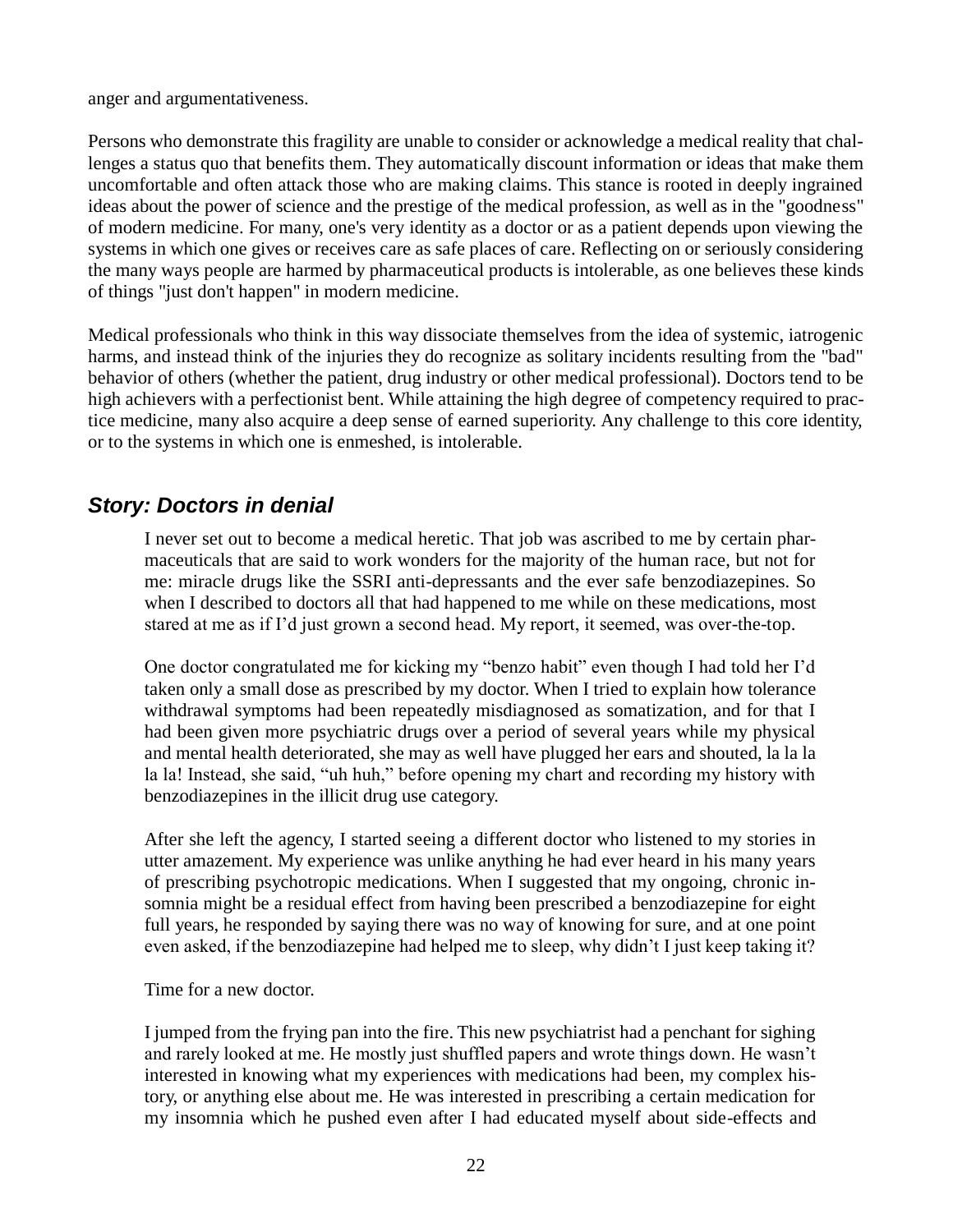anger and argumentativeness.

Persons who demonstrate this fragility are unable to consider or acknowledge a medical reality that challenges a status quo that benefits them. They automatically discount information or ideas that make them uncomfortable and often attack those who are making claims. This stance is rooted in deeply ingrained ideas about the power of science and the prestige of the medical profession, as well as in the "goodness" of modern medicine. For many, one's very identity as a doctor or as a patient depends upon viewing the systems in which one gives or receives care as safe places of care. Reflecting on or seriously considering the many ways people are harmed by pharmaceutical products is intolerable, as one believes these kinds of things "just don't happen" in modern medicine.

Medical professionals who think in this way dissociate themselves from the idea of systemic, iatrogenic harms, and instead think of the injuries they do recognize as solitary incidents resulting from the "bad" behavior of others (whether the patient, drug industry or other medical professional). Doctors tend to be high achievers with a perfectionist bent. While attaining the high degree of competency required to practice medicine, many also acquire a deep sense of earned superiority. Any challenge to this core identity, or to the systems in which one is enmeshed, is intolerable.

### *Story: Doctors in denial*

> I never set out to become a medical heretic. That job was ascribed to me by certain pharmaceuticals that are said to work wonders for the majority of the human race, but not for me: miracle drugs like the SSRI anti-depressants and the ever safe benzodiazepines. So when I described to doctors all that had happened to me while on these medications, most stared at me as if I'd just grown a second head. My report, it seemed, was over-the-top.
>
> One doctor congratulated me for kicking my "benzo habit" even though I had told her I'd taken only a small dose as prescribed by my doctor. When I tried to explain how tolerance withdrawal symptoms had been repeatedly misdiagnosed as somatization, and for that I had been given more psychiatric drugs over a period of several years while my physical and mental health deteriorated, she may as well have plugged her ears and shouted, la la la la la! Instead, she said, "uh huh," before opening my chart and recording my history with benzodiazepines in the illicit drug use category.
>
> After she left the agency, I started seeing a different doctor who listened to my stories in utter amazement. My experience was unlike anything he had ever heard in his many years of prescribing psychotropic medications. When I suggested that my ongoing, chronic insomnia might be a residual effect from having been prescribed a benzodiazepine for eight full years, he responded by saying there was no way of knowing for sure, and at one point even asked, if the benzodiazepine had helped me to sleep, why didn't I just keep taking it?
>
> Time for a new doctor.
>
> I jumped from the frying pan into the fire. This new psychiatrist had a penchant for sighing and rarely looked at me. He mostly just shuffled papers and wrote things down. He wasn't interested in knowing what my experiences with medications had been, my complex history, or anything else about me. He was interested in prescribing a certain medication for my insomnia which he pushed even after I had educated myself about side-effects and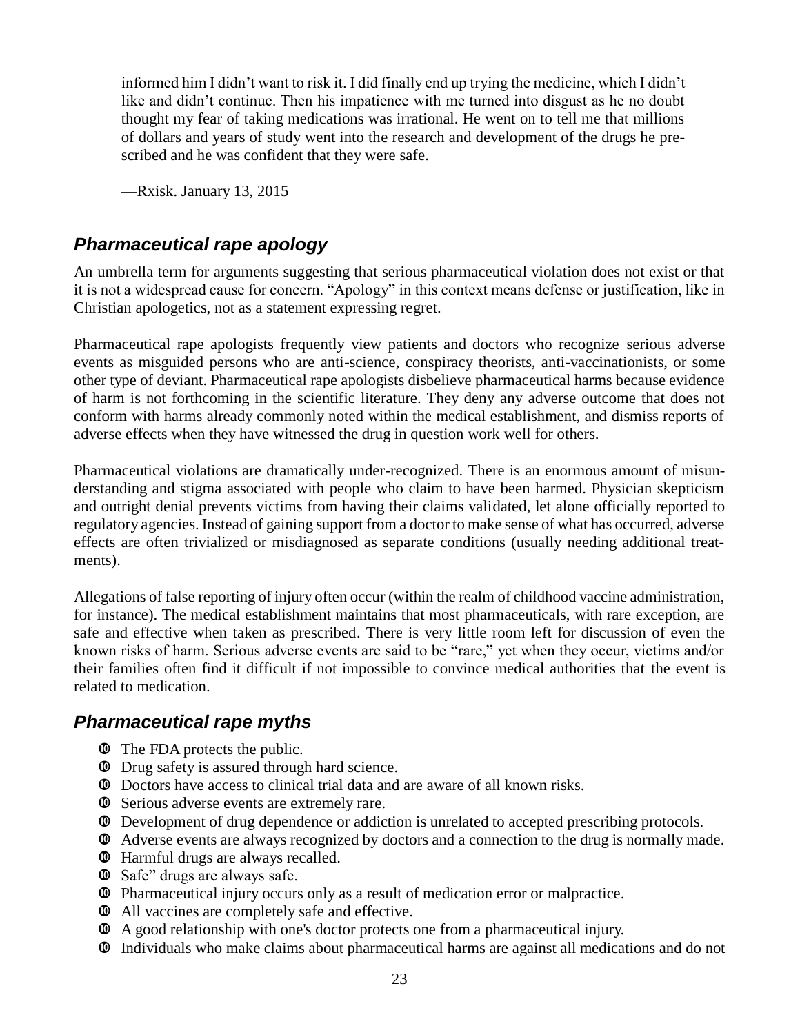informed him I didn't want to risk it. I did finally end up trying the medicine, which I didn't like and didn't continue. Then his impatience with me turned into disgust as he no doubt thought my fear of taking medications was irrational. He went on to tell me that millions of dollars and years of study went into the research and development of the drugs he prescribed and he was confident that they were safe.

—Rxisk. January 13, 2015

## *Pharmaceutical rape apology*

An umbrella term for arguments suggesting that serious pharmaceutical violation does not exist or that it is not a widespread cause for concern. "Apology" in this context means defense or justification, like in Christian apologetics, not as a statement expressing regret.

Pharmaceutical rape apologists frequently view patients and doctors who recognize serious adverse events as misguided persons who are anti-science, conspiracy theorists, anti-vaccinationists, or some other type of deviant. Pharmaceutical rape apologists disbelieve pharmaceutical harms because evidence of harm is not forthcoming in the scientific literature. They deny any adverse outcome that does not conform with harms already commonly noted within the medical establishment, and dismiss reports of adverse effects when they have witnessed the drug in question work well for others.

Pharmaceutical violations are dramatically under-recognized. There is an enormous amount of misunderstanding and stigma associated with people who claim to have been harmed. Physician skepticism and outright denial prevents victims from having their claims validated, let alone officially reported to regulatory agencies. Instead of gaining support from a doctor to make sense of what has occurred, adverse effects are often trivialized or misdiagnosed as separate conditions (usually needing additional treatments).

Allegations of false reporting of injury often occur (within the realm of childhood vaccine administration, for instance). The medical establishment maintains that most pharmaceuticals, with rare exception, are safe and effective when taken as prescribed. There is very little room left for discussion of even the known risks of harm. Serious adverse events are said to be "rare," yet when they occur, victims and/or their families often find it difficult if not impossible to convince medical authorities that the event is related to medication.

## *Pharmaceutical rape myths*

- The FDA protects the public.
- Drug safety is assured through hard science.
- Doctors have access to clinical trial data and are aware of all known risks.
- Serious adverse events are extremely rare.
- Development of drug dependence or addiction is unrelated to accepted prescribing protocols.
- Adverse events are always recognized by doctors and a connection to the drug is normally made.
- Harmful drugs are always recalled.
- Safe" drugs are always safe.
- Pharmaceutical injury occurs only as a result of medication error or malpractice.
- All vaccines are completely safe and effective.
- A good relationship with one's doctor protects one from a pharmaceutical injury.
- Individuals who make claims about pharmaceutical harms are against all medications and do not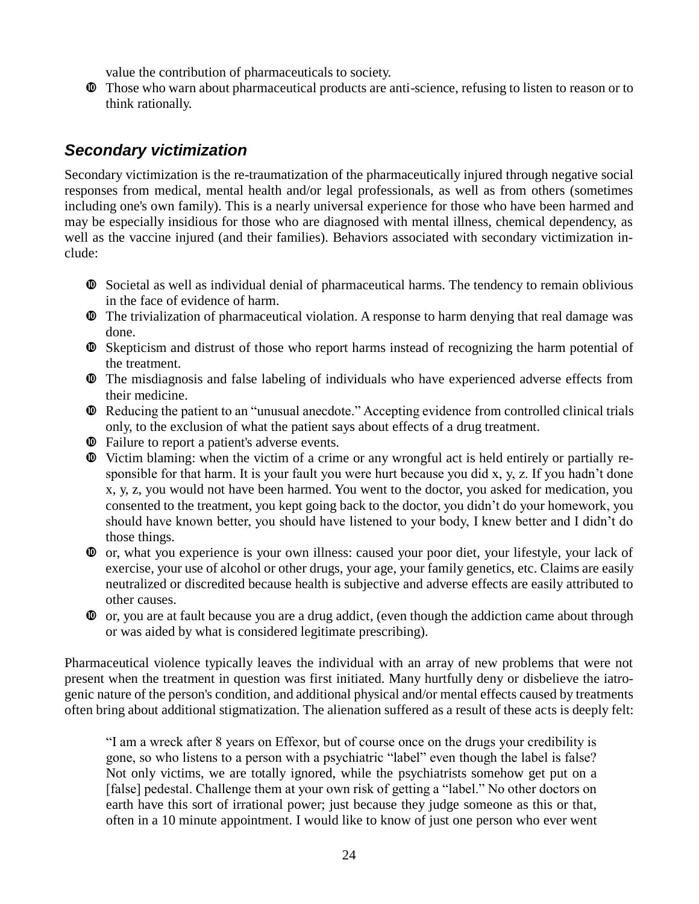value the contribution of pharmaceuticals to society.

- Those who warn about pharmaceutical products are anti-science, refusing to listen to reason or to think rationally.

## *Secondary victimization*

Secondary victimization is the re-traumatization of the pharmaceutically injured through negative social responses from medical, mental health and/or legal professionals, as well as from others (sometimes including one's own family). This is a nearly universal experience for those who have been harmed and may be especially insidious for those who are diagnosed with mental illness, chemical dependency, as well as the vaccine injured (and their families). Behaviors associated with secondary victimization include:

- Societal as well as individual denial of pharmaceutical harms. The tendency to remain oblivious in the face of evidence of harm.
- The trivialization of pharmaceutical violation. A response to harm denying that real damage was done.
- Skepticism and distrust of those who report harms instead of recognizing the harm potential of the treatment.
- The misdiagnosis and false labeling of individuals who have experienced adverse effects from their medicine.
- Reducing the patient to an "unusual anecdote." Accepting evidence from controlled clinical trials only, to the exclusion of what the patient says about effects of a drug treatment.
- Failure to report a patient's adverse events.
- Victim blaming: when the victim of a crime or any wrongful act is held entirely or partially responsible for that harm. It is your fault you were hurt because you did x, y, z. If you hadn't done x, y, z, you would not have been harmed. You went to the doctor, you asked for medication, you consented to the treatment, you kept going back to the doctor, you didn't do your homework, you should have known better, you should have listened to your body, I knew better and I didn't do those things.
- or, what you experience is your own illness: caused your poor diet, your lifestyle, your lack of exercise, your use of alcohol or other drugs, your age, your family genetics, etc. Claims are easily neutralized or discredited because health is subjective and adverse effects are easily attributed to other causes.
- or, you are at fault because you are a drug addict, (even though the addiction came about through or was aided by what is considered legitimate prescribing).

Pharmaceutical violence typically leaves the individual with an array of new problems that were not present when the treatment in question was first initiated. Many hurtfully deny or disbelieve the iatrogenic nature of the person's condition, and additional physical and/or mental effects caused by treatments often bring about additional stigmatization. The alienation suffered as a result of these acts is deeply felt:

> "I am a wreck after 8 years on Effexor, but of course once on the drugs your credibility is gone, so who listens to a person with a psychiatric "label" even though the label is false? Not only victims, we are totally ignored, while the psychiatrists somehow get put on a [false] pedestal. Challenge them at your own risk of getting a "label." No other doctors on earth have this sort of irrational power; just because they judge someone as this or that, often in a 10 minute appointment. I would like to know of just one person who ever went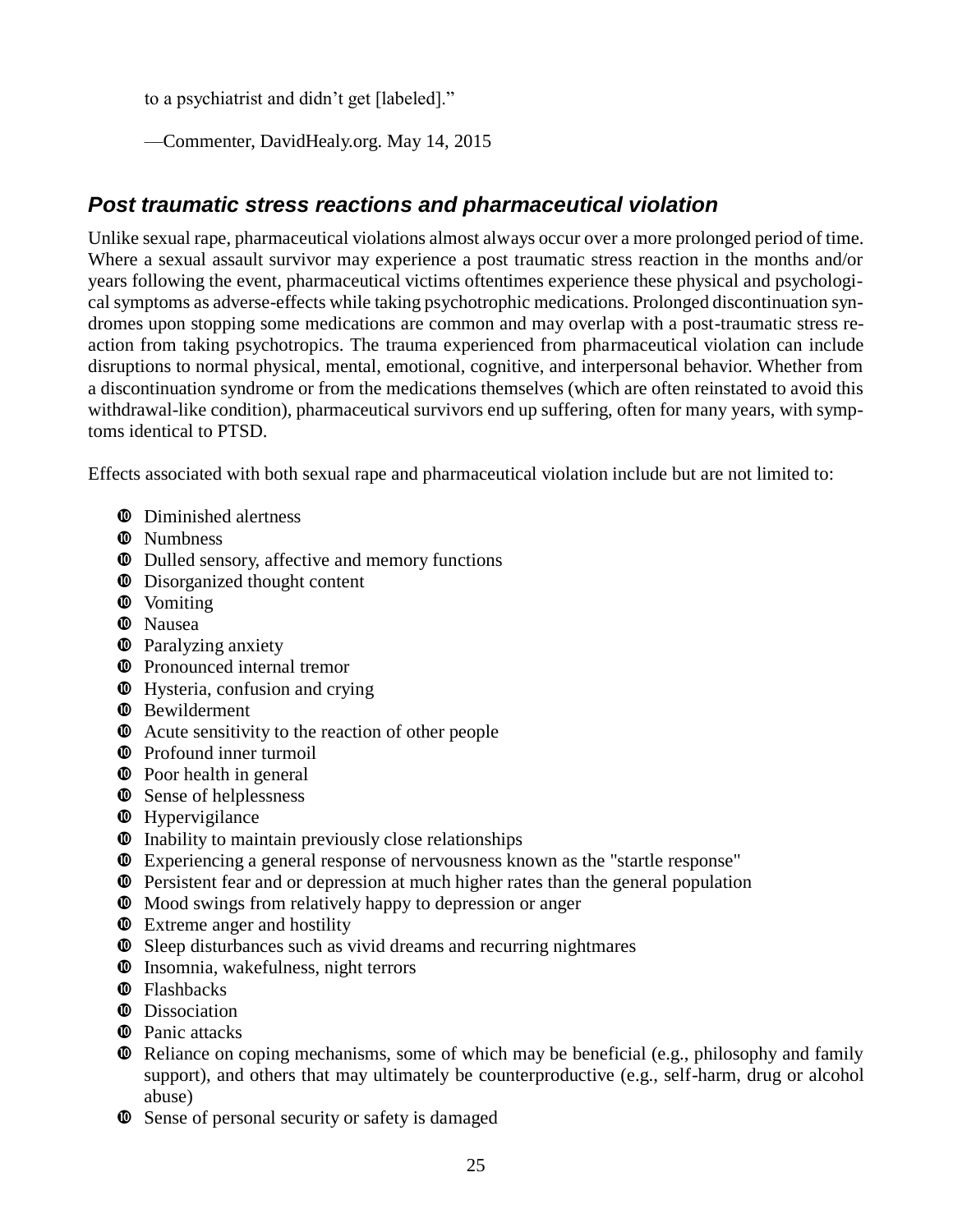to a psychiatrist and didn't get [labeled]."

—Commenter, DavidHealy.org. May 14, 2015

## *Post traumatic stress reactions and pharmaceutical violation*

Unlike sexual rape, pharmaceutical violations almost always occur over a more prolonged period of time. Where a sexual assault survivor may experience a post traumatic stress reaction in the months and/or years following the event, pharmaceutical victims oftentimes experience these physical and psychological symptoms as adverse-effects while taking psychotrophic medications. Prolonged discontinuation syndromes upon stopping some medications are common and may overlap with a post-traumatic stress reaction from taking psychotropics. The trauma experienced from pharmaceutical violation can include disruptions to normal physical, mental, emotional, cognitive, and interpersonal behavior. Whether from a discontinuation syndrome or from the medications themselves (which are often reinstated to avoid this withdrawal-like condition), pharmaceutical survivors end up suffering, often for many years, with symptoms identical to PTSD.

Effects associated with both sexual rape and pharmaceutical violation include but are not limited to:

- Diminished alertness
- Numbness
- Dulled sensory, affective and memory functions
- Disorganized thought content
- Vomiting
- Nausea
- Paralyzing anxiety
- Pronounced internal tremor
- Hysteria, confusion and crying
- Bewilderment
- Acute sensitivity to the reaction of other people
- Profound inner turmoil
- Poor health in general
- Sense of helplessness
- Hypervigilance
- Inability to maintain previously close relationships
- Experiencing a general response of nervousness known as the "startle response"
- Persistent fear and or depression at much higher rates than the general population
- Mood swings from relatively happy to depression or anger
- Extreme anger and hostility
- Sleep disturbances such as vivid dreams and recurring nightmares
- Insomnia, wakefulness, night terrors
- Flashbacks
- Dissociation
- Panic attacks
- Reliance on coping mechanisms, some of which may be beneficial (e.g., philosophy and family support), and others that may ultimately be counterproductive (e.g., self-harm, drug or alcohol abuse)
- Sense of personal security or safety is damaged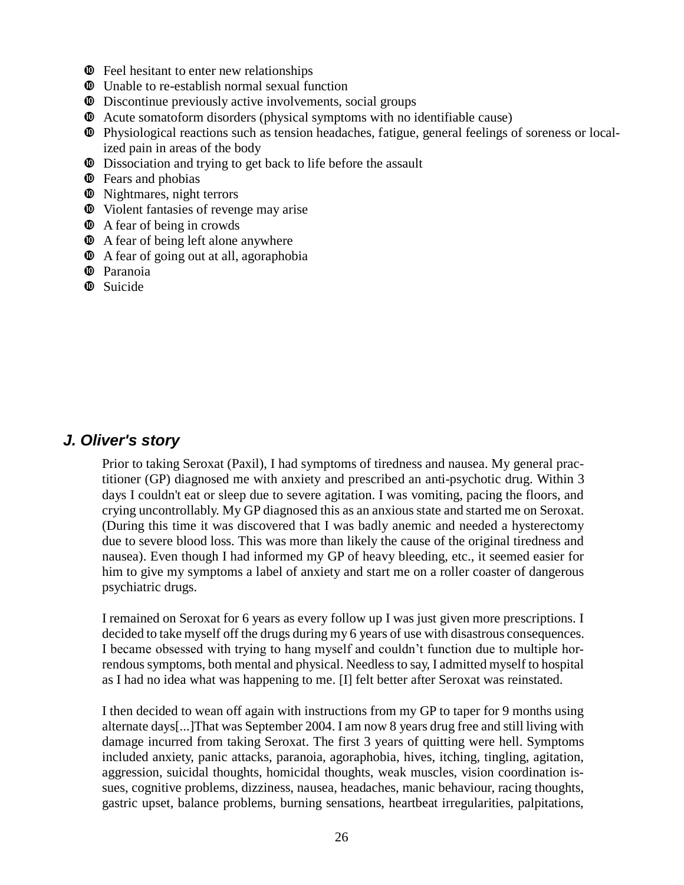- Feel hesitant to enter new relationships
- Unable to re-establish normal sexual function
- Discontinue previously active involvements, social groups
- Acute somatoform disorders (physical symptoms with no identifiable cause)
- Physiological reactions such as tension headaches, fatigue, general feelings of soreness or localized pain in areas of the body
- Dissociation and trying to get back to life before the assault
- Fears and phobias
- Nightmares, night terrors
- Violent fantasies of revenge may arise
- A fear of being in crowds
- A fear of being left alone anywhere
- A fear of going out at all, agoraphobia
- Paranoia
- Suicide

## *J. Oliver's story*

Prior to taking Seroxat (Paxil), I had symptoms of tiredness and nausea. My general practitioner (GP) diagnosed me with anxiety and prescribed an anti-psychotic drug. Within 3 days I couldn't eat or sleep due to severe agitation. I was vomiting, pacing the floors, and crying uncontrollably. My GP diagnosed this as an anxious state and started me on Seroxat. (During this time it was discovered that I was badly anemic and needed a hysterectomy due to severe blood loss. This was more than likely the cause of the original tiredness and nausea). Even though I had informed my GP of heavy bleeding, etc., it seemed easier for him to give my symptoms a label of anxiety and start me on a roller coaster of dangerous psychiatric drugs.

I remained on Seroxat for 6 years as every follow up I was just given more prescriptions. I decided to take myself off the drugs during my 6 years of use with disastrous consequences. I became obsessed with trying to hang myself and couldn't function due to multiple horrendous symptoms, both mental and physical. Needless to say, I admitted myself to hospital as I had no idea what was happening to me. [I] felt better after Seroxat was reinstated.

I then decided to wean off again with instructions from my GP to taper for 9 months using alternate days[...]That was September 2004. I am now 8 years drug free and still living with damage incurred from taking Seroxat. The first 3 years of quitting were hell. Symptoms included anxiety, panic attacks, paranoia, agoraphobia, hives, itching, tingling, agitation, aggression, suicidal thoughts, homicidal thoughts, weak muscles, vision coordination issues, cognitive problems, dizziness, nausea, headaches, manic behaviour, racing thoughts, gastric upset, balance problems, burning sensations, heartbeat irregularities, palpitations,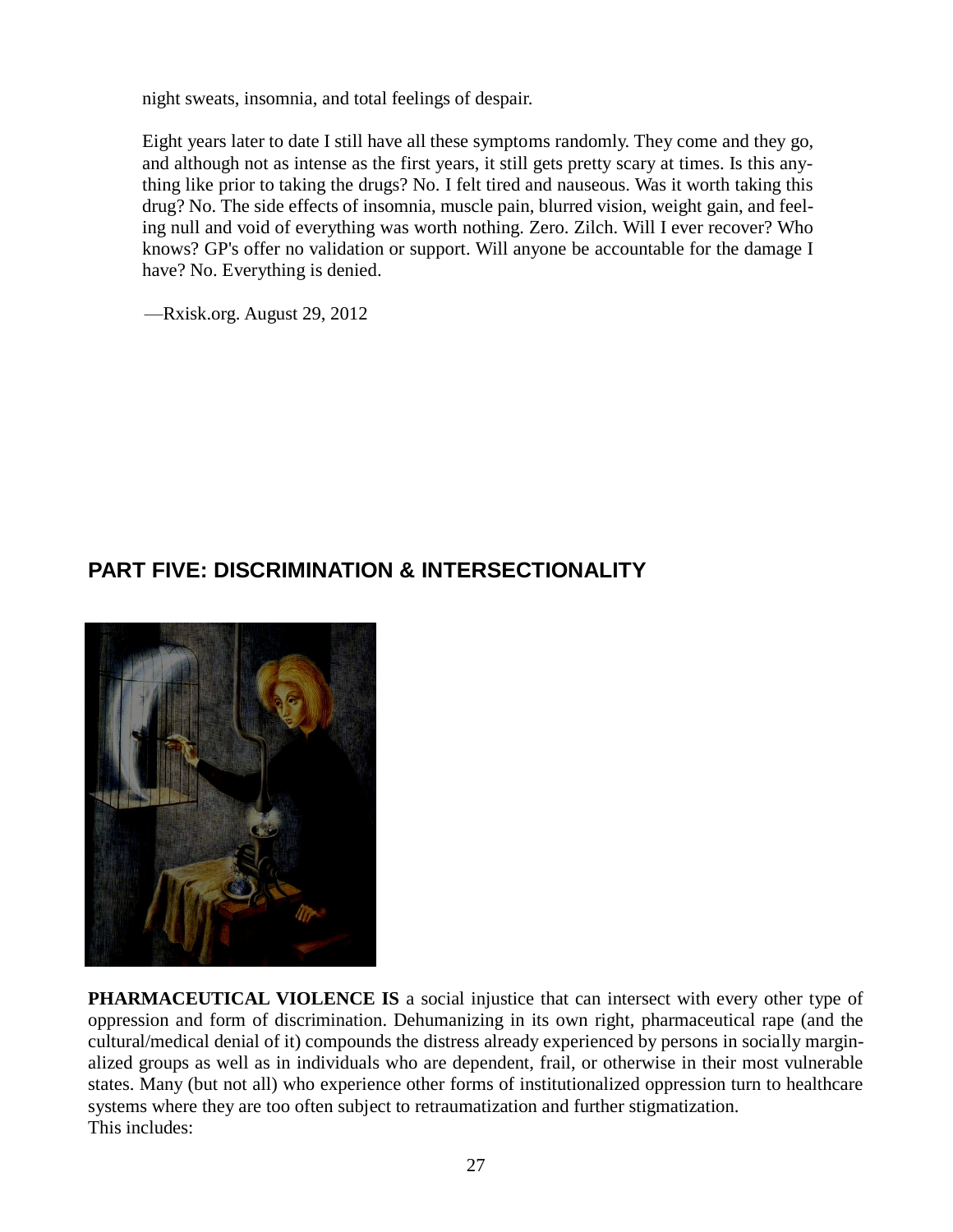night sweats, insomnia, and total feelings of despair.

Eight years later to date I still have all these symptoms randomly. They come and they go, and although not as intense as the first years, it still gets pretty scary at times. Is this anything like prior to taking the drugs? No. I felt tired and nauseous. Was it worth taking this drug? No. The side effects of insomnia, muscle pain, blurred vision, weight gain, and feeling null and void of everything was worth nothing. Zero. Zilch. Will I ever recover? Who knows? GP's offer no validation or support. Will anyone be accountable for the damage I have? No. Everything is denied.

—Rxisk.org. August 29, 2012

## PART FIVE: DISCRIMINATION & INTERSECTIONALITY

**PHARMACEUTICAL VIOLENCE IS** a social injustice that can intersect with every other type of oppression and form of discrimination. Dehumanizing in its own right, pharmaceutical rape (and the cultural/medical denial of it) compounds the distress already experienced by persons in socially marginalized groups as well as in individuals who are dependent, frail, or otherwise in their most vulnerable states. Many (but not all) who experience other forms of institutionalized oppression turn to healthcare systems where they are too often subject to retraumatization and further stigmatization.
This includes: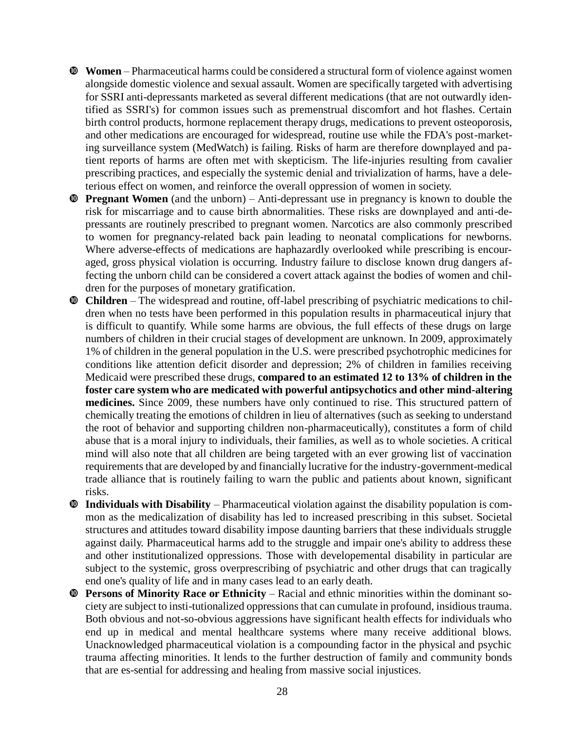- **Women** – Pharmaceutical harms could be considered a structural form of violence against women alongside domestic violence and sexual assault. Women are specifically targeted with advertising for SSRI anti-depressants marketed as several different medications (that are not outwardly identified as SSRI's) for common issues such as premenstrual discomfort and hot flashes. Certain birth control products, hormone replacement therapy drugs, medications to prevent osteoporosis, and other medications are encouraged for widespread, routine use while the FDA's post-marketing surveillance system (MedWatch) is failing. Risks of harm are therefore downplayed and patient reports of harms are often met with skepticism. The life-injuries resulting from cavalier prescribing practices, and especially the systemic denial and trivialization of harms, have a deleterious effect on women, and reinforce the overall oppression of women in society.
- **Pregnant Women** (and the unborn) – Anti-depressant use in pregnancy is known to double the risk for miscarriage and to cause birth abnormalities. These risks are downplayed and anti-depressants are routinely prescribed to pregnant women. Narcotics are also commonly prescribed to women for pregnancy-related back pain leading to neonatal complications for newborns. Where adverse-effects of medications are haphazardly overlooked while prescribing is encouraged, gross physical violation is occurring. Industry failure to disclose known drug dangers affecting the unborn child can be considered a covert attack against the bodies of women and children for the purposes of monetary gratification.
- **Children** – The widespread and routine, off-label prescribing of psychiatric medications to children when no tests have been performed in this population results in pharmaceutical injury that is difficult to quantify. While some harms are obvious, the full effects of these drugs on large numbers of children in their crucial stages of development are unknown. In 2009, approximately 1% of children in the general population in the U.S. were prescribed psychotrophic medicines for conditions like attention deficit disorder and depression; 2% of children in families receiving Medicaid were prescribed these drugs, **compared to an estimated 12 to 13% of children in the foster care system who are medicated with powerful antipsychotics and other mind-altering medicines.** Since 2009, these numbers have only continued to rise. This structured pattern of chemically treating the emotions of children in lieu of alternatives (such as seeking to understand the root of behavior and supporting children non-pharmaceutically), constitutes a form of child abuse that is a moral injury to individuals, their families, as well as to whole societies. A critical mind will also note that all children are being targeted with an ever growing list of vaccination requirements that are developed by and financially lucrative for the industry-government-medical trade alliance that is routinely failing to warn the public and patients about known, significant risks.
- **Individuals with Disability** – Pharmaceutical violation against the disability population is common as the medicalization of disability has led to increased prescribing in this subset. Societal structures and attitudes toward disability impose daunting barriers that these individuals struggle against daily. Pharmaceutical harms add to the struggle and impair one's ability to address these and other institutionalized oppressions. Those with developemental disability in particular are subject to the systemic, gross overprescribing of psychiatric and other drugs that can tragically end one's quality of life and in many cases lead to an early death.
- **Persons of Minority Race or Ethnicity** – Racial and ethnic minorities within the dominant society are subject to insti-tutionalized oppressions that can cumulate in profound, insidious trauma. Both obvious and not-so-obvious aggressions have significant health effects for individuals who end up in medical and mental healthcare systems where many receive additional blows. Unacknowledged pharmaceutical violation is a compounding factor in the physical and psychic trauma affecting minorities. It lends to the further destruction of family and community bonds that are es-sential for addressing and healing from massive social injustices.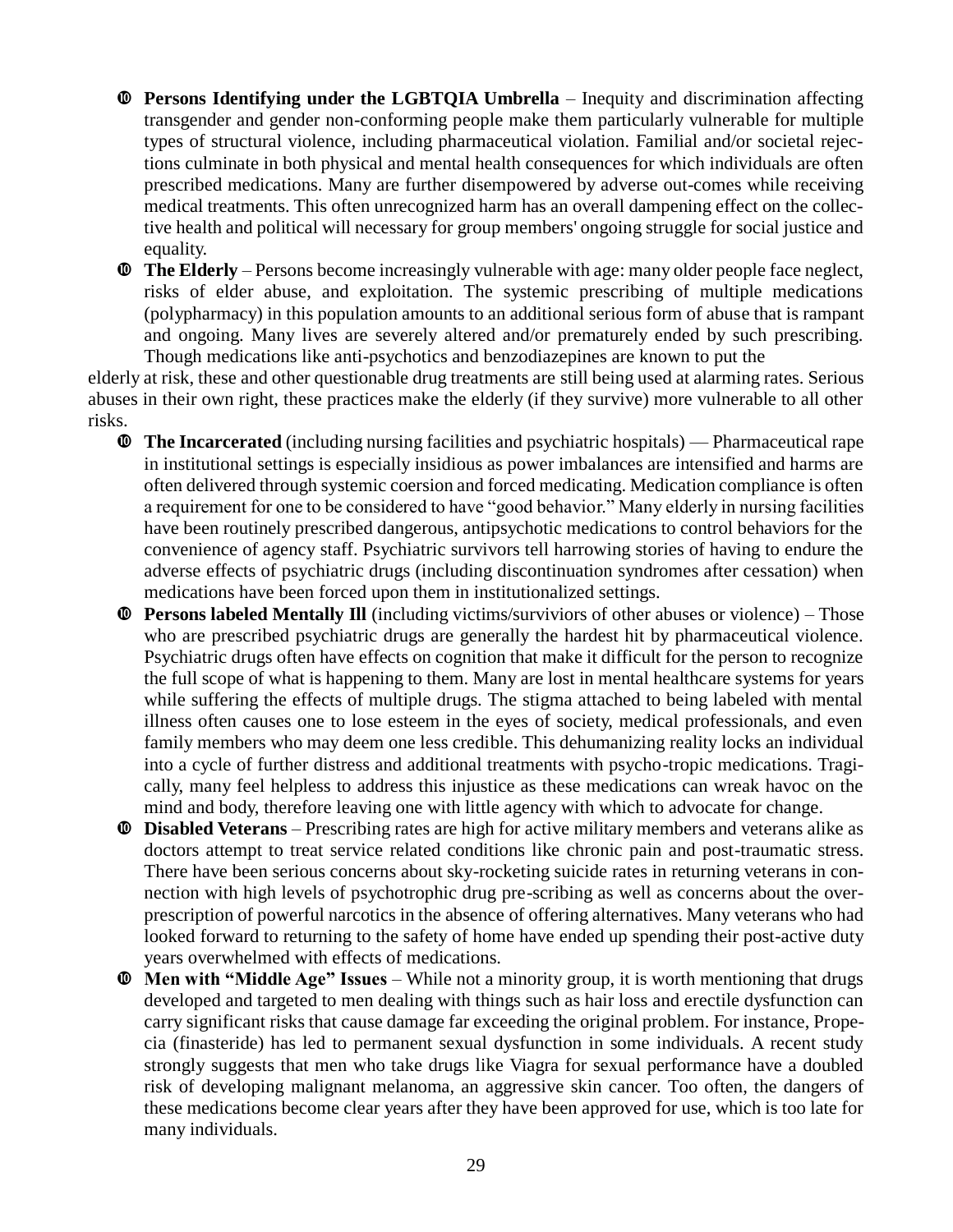- **Persons Identifying under the LGBTQIA Umbrella** – Inequity and discrimination affecting transgender and gender non-conforming people make them particularly vulnerable for multiple types of structural violence, including pharmaceutical violation. Familial and/or societal rejections culminate in both physical and mental health consequences for which individuals are often prescribed medications. Many are further disempowered by adverse out-comes while receiving medical treatments. This often unrecognized harm has an overall dampening effect on the collective health and political will necessary for group members' ongoing struggle for social justice and equality.
- **The Elderly** – Persons become increasingly vulnerable with age: many older people face neglect, risks of elder abuse, and exploitation. The systemic prescribing of multiple medications (polypharmacy) in this population amounts to an additional serious form of abuse that is rampant and ongoing. Many lives are severely altered and/or prematurely ended by such prescribing. Though medications like anti-psychotics and benzodiazepines are known to put the

elderly at risk, these and other questionable drug treatments are still being used at alarming rates. Serious abuses in their own right, these practices make the elderly (if they survive) more vulnerable to all other risks.

- **The Incarcerated** (including nursing facilities and psychiatric hospitals) — Pharmaceutical rape in institutional settings is especially insidious as power imbalances are intensified and harms are often delivered through systemic coercion and forced medicating. Medication compliance is often a requirement for one to be considered to have "good behavior." Many elderly in nursing facilities have been routinely prescribed dangerous, antipsychotic medications to control behaviors for the convenience of agency staff. Psychiatric survivors tell harrowing stories of having to endure the adverse effects of psychiatric drugs (including discontinuation syndromes after cessation) when medications have been forced upon them in institutionalized settings.
- **Persons labeled Mentally Ill** (including victims/surviviors of other abuses or violence) – Those who are prescribed psychiatric drugs are generally the hardest hit by pharmaceutical violence. Psychiatric drugs often have effects on cognition that make it difficult for the person to recognize the full scope of what is happening to them. Many are lost in mental healthcare systems for years while suffering the effects of multiple drugs. The stigma attached to being labeled with mental illness often causes one to lose esteem in the eyes of society, medical professionals, and even family members who may deem one less credible. This dehumanizing reality locks an individual into a cycle of further distress and additional treatments with psycho-tropic medications. Tragically, many feel helpless to address this injustice as these medications can wreak havoc on the mind and body, therefore leaving one with little agency with which to advocate for change.
- **Disabled Veterans** – Prescribing rates are high for active military members and veterans alike as doctors attempt to treat service related conditions like chronic pain and post-traumatic stress. There have been serious concerns about sky-rocketing suicide rates in returning veterans in connection with high levels of psychotrophic drug pre-scribing as well as concerns about the over-prescription of powerful narcotics in the absence of offering alternatives. Many veterans who had looked forward to returning to the safety of home have ended up spending their post-active duty years overwhelmed with effects of medications.
- **Men with "Middle Age" Issues** – While not a minority group, it is worth mentioning that drugs developed and targeted to men dealing with things such as hair loss and erectile dysfunction can carry significant risks that cause damage far exceeding the original problem. For instance, Propecia (finasteride) has led to permanent sexual dysfunction in some individuals. A recent study strongly suggests that men who take drugs like Viagra for sexual performance have a doubled risk of developing malignant melanoma, an aggressive skin cancer. Too often, the dangers of these medications become clear years after they have been approved for use, which is too late for many individuals.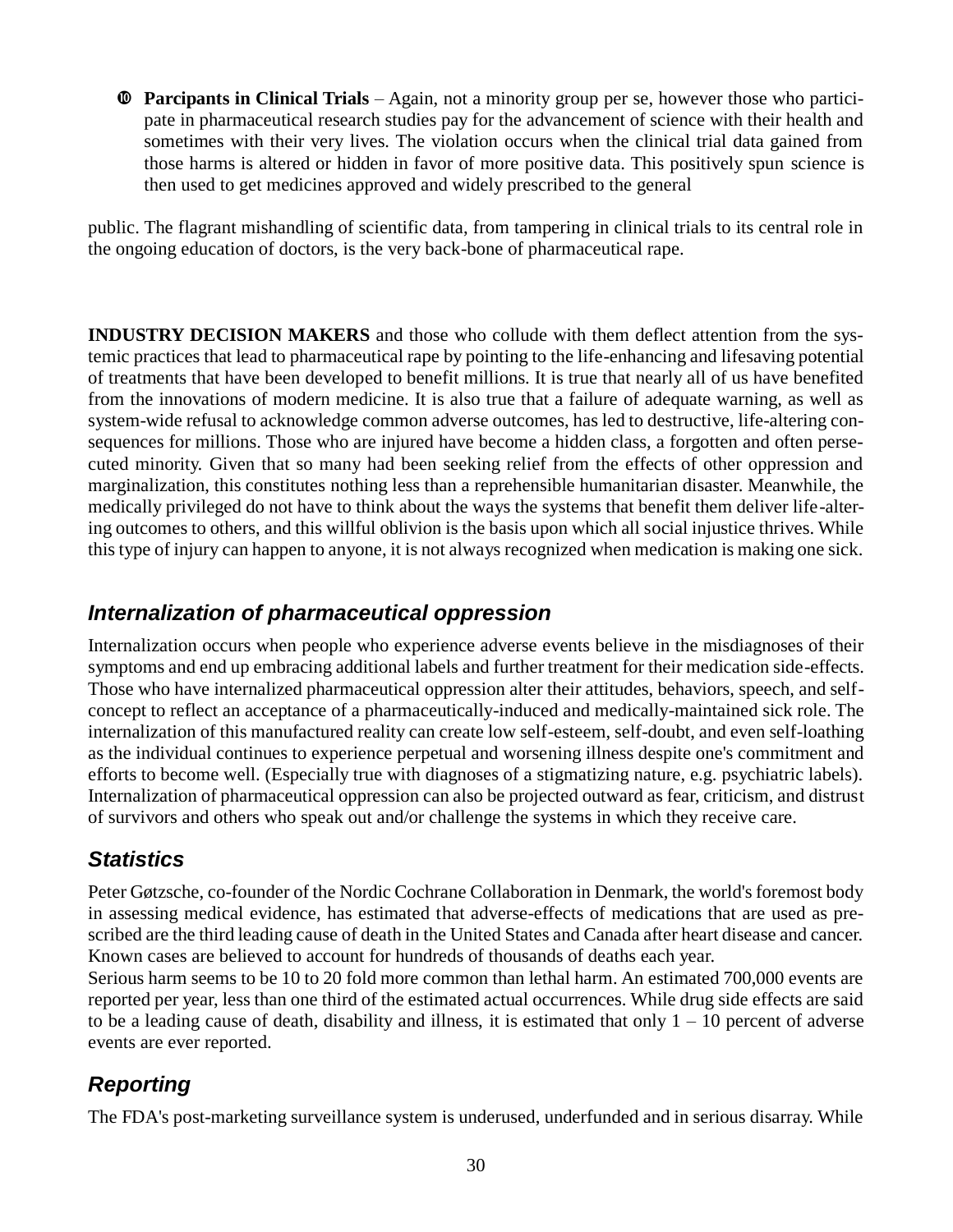10. **Parcipants in Clinical Trials** – Again, not a minority group per se, however those who participate in pharmaceutical research studies pay for the advancement of science with their health and sometimes with their very lives. The violation occurs when the clinical trial data gained from those harms is altered or hidden in favor of more positive data. This positively spun science is then used to get medicines approved and widely prescribed to the general

public. The flagrant mishandling of scientific data, from tampering in clinical trials to its central role in the ongoing education of doctors, is the very back-bone of pharmaceutical rape.

**INDUSTRY DECISION MAKERS** and those who collude with them deflect attention from the systemic practices that lead to pharmaceutical rape by pointing to the life-enhancing and lifesaving potential of treatments that have been developed to benefit millions. It is true that nearly all of us have benefited from the innovations of modern medicine. It is also true that a failure of adequate warning, as well as system-wide refusal to acknowledge common adverse outcomes, has led to destructive, life-altering consequences for millions. Those who are injured have become a hidden class, a forgotten and often persecuted minority. Given that so many had been seeking relief from the effects of other oppression and marginalization, this constitutes nothing less than a reprehensible humanitarian disaster. Meanwhile, the medically privileged do not have to think about the ways the systems that benefit them deliver life-altering outcomes to others, and this willful oblivion is the basis upon which all social injustice thrives. While this type of injury can happen to anyone, it is not always recognized when medication is making one sick.

## *Internalization of pharmaceutical oppression*

Internalization occurs when people who experience adverse events believe in the misdiagnoses of their symptoms and end up embracing additional labels and further treatment for their medication side-effects. Those who have internalized pharmaceutical oppression alter their attitudes, behaviors, speech, and self-concept to reflect an acceptance of a pharmaceutically-induced and medically-maintained sick role. The internalization of this manufactured reality can create low self-esteem, self-doubt, and even self-loathing as the individual continues to experience perpetual and worsening illness despite one's commitment and efforts to become well. (Especially true with diagnoses of a stigmatizing nature, e.g. psychiatric labels). Internalization of pharmaceutical oppression can also be projected outward as fear, criticism, and distrust of survivors and others who speak out and/or challenge the systems in which they receive care.

## *Statistics*

Peter Gøtzsche, co-founder of the Nordic Cochrane Collaboration in Denmark, the world's foremost body in assessing medical evidence, has estimated that adverse-effects of medications that are used as prescribed are the third leading cause of death in the United States and Canada after heart disease and cancer. Known cases are believed to account for hundreds of thousands of deaths each year.

Serious harm seems to be 10 to 20 fold more common than lethal harm. An estimated 700,000 events are reported per year, less than one third of the estimated actual occurrences. While drug side effects are said to be a leading cause of death, disability and illness, it is estimated that only 1 – 10 percent of adverse events are ever reported.

## *Reporting*

The FDA's post-marketing surveillance system is underused, underfunded and in serious disarray. While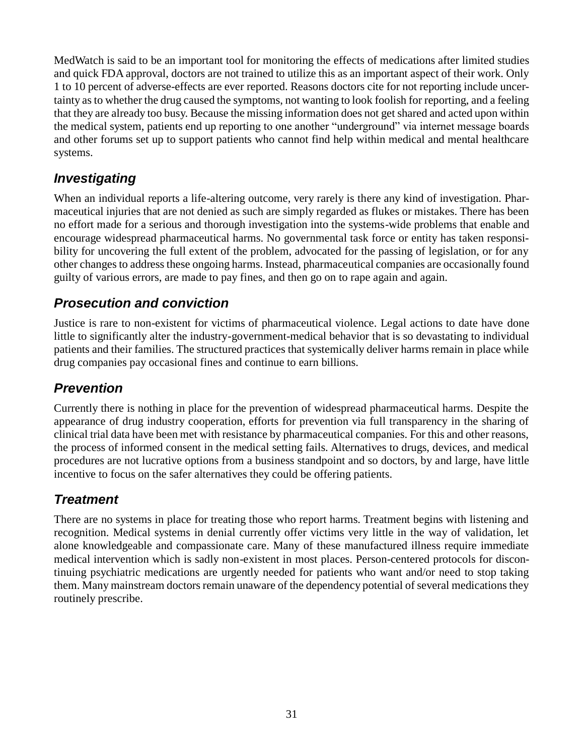MedWatch is said to be an important tool for monitoring the effects of medications after limited studies and quick FDA approval, doctors are not trained to utilize this as an important aspect of their work. Only 1 to 10 percent of adverse-effects are ever reported. Reasons doctors cite for not reporting include uncertainty as to whether the drug caused the symptoms, not wanting to look foolish for reporting, and a feeling that they are already too busy. Because the missing information does not get shared and acted upon within the medical system, patients end up reporting to one another "underground" via internet message boards and other forums set up to support patients who cannot find help within medical and mental healthcare systems.

## *Investigating*

When an individual reports a life-altering outcome, very rarely is there any kind of investigation. Pharmaceutical injuries that are not denied as such are simply regarded as flukes or mistakes. There has been no effort made for a serious and thorough investigation into the systems-wide problems that enable and encourage widespread pharmaceutical harms. No governmental task force or entity has taken responsibility for uncovering the full extent of the problem, advocated for the passing of legislation, or for any other changes to address these ongoing harms. Instead, pharmaceutical companies are occasionally found guilty of various errors, are made to pay fines, and then go on to rape again and again.

## *Prosecution and conviction*

Justice is rare to non-existent for victims of pharmaceutical violence. Legal actions to date have done little to significantly alter the industry-government-medical behavior that is so devastating to individual patients and their families. The structured practices that systemically deliver harms remain in place while drug companies pay occasional fines and continue to earn billions.

## *Prevention*

Currently there is nothing in place for the prevention of widespread pharmaceutical harms. Despite the appearance of drug industry cooperation, efforts for prevention via full transparency in the sharing of clinical trial data have been met with resistance by pharmaceutical companies. For this and other reasons, the process of informed consent in the medical setting fails. Alternatives to drugs, devices, and medical procedures are not lucrative options from a business standpoint and so doctors, by and large, have little incentive to focus on the safer alternatives they could be offering patients.

## *Treatment*

There are no systems in place for treating those who report harms. Treatment begins with listening and recognition. Medical systems in denial currently offer victims very little in the way of validation, let alone knowledgeable and compassionate care. Many of these manufactured illness require immediate medical intervention which is sadly non-existent in most places. Person-centered protocols for discontinuing psychiatric medications are urgently needed for patients who want and/or need to stop taking them. Many mainstream doctors remain unaware of the dependency potential of several medications they routinely prescribe.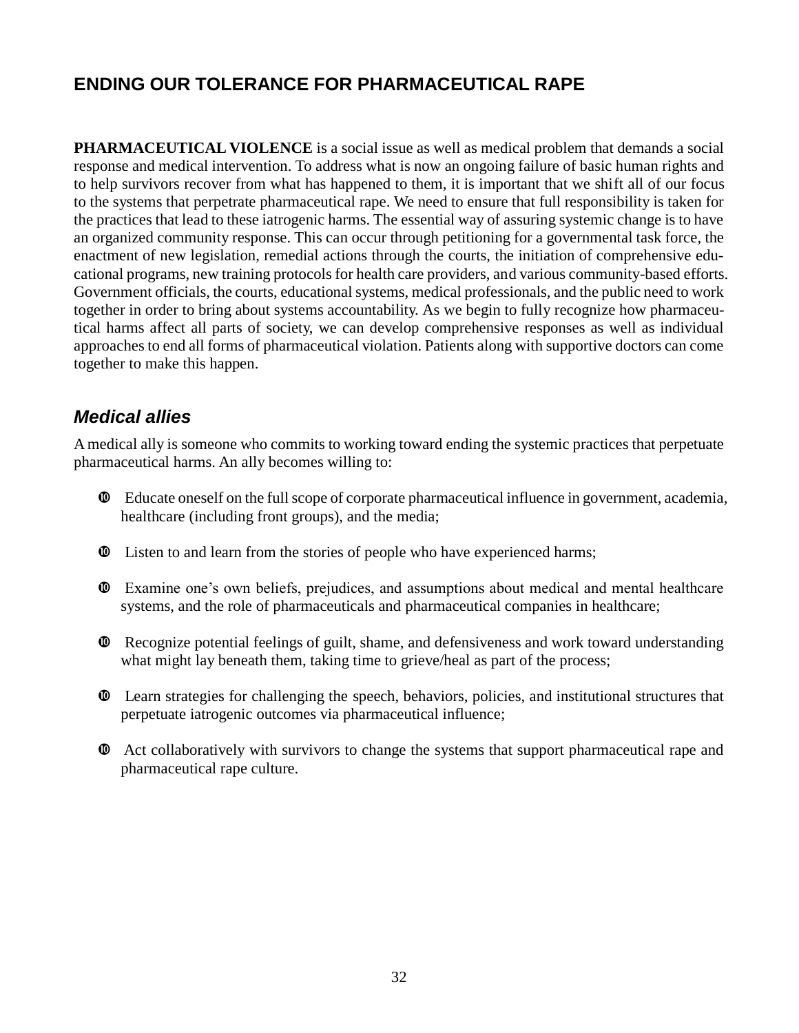## ENDING OUR TOLERANCE FOR PHARMACEUTICAL RAPE

**PHARMACEUTICAL VIOLENCE** is a social issue as well as medical problem that demands a social response and medical intervention. To address what is now an ongoing failure of basic human rights and to help survivors recover from what has happened to them, it is important that we shift all of our focus to the systems that perpetrate pharmaceutical rape. We need to ensure that full responsibility is taken for the practices that lead to these iatrogenic harms. The essential way of assuring systemic change is to have an organized community response. This can occur through petitioning for a governmental task force, the enactment of new legislation, remedial actions through the courts, the initiation of comprehensive educational programs, new training protocols for health care providers, and various community-based efforts. Government officials, the courts, educational systems, medical professionals, and the public need to work together in order to bring about systems accountability. As we begin to fully recognize how pharmaceutical harms affect all parts of society, we can develop comprehensive responses as well as individual approaches to end all forms of pharmaceutical violation. Patients along with supportive doctors can come together to make this happen.

### *Medical allies*

A medical ally is someone who commits to working toward ending the systemic practices that perpetuate pharmaceutical harms. An ally becomes willing to:

- Educate oneself on the full scope of corporate pharmaceutical influence in government, academia, healthcare (including front groups), and the media;
- Listen to and learn from the stories of people who have experienced harms;
- Examine one's own beliefs, prejudices, and assumptions about medical and mental healthcare systems, and the role of pharmaceuticals and pharmaceutical companies in healthcare;
- Recognize potential feelings of guilt, shame, and defensiveness and work toward understanding what might lay beneath them, taking time to grieve/heal as part of the process;
- Learn strategies for challenging the speech, behaviors, policies, and institutional structures that perpetuate iatrogenic outcomes via pharmaceutical influence;
- Act collaboratively with survivors to change the systems that support pharmaceutical rape and pharmaceutical rape culture.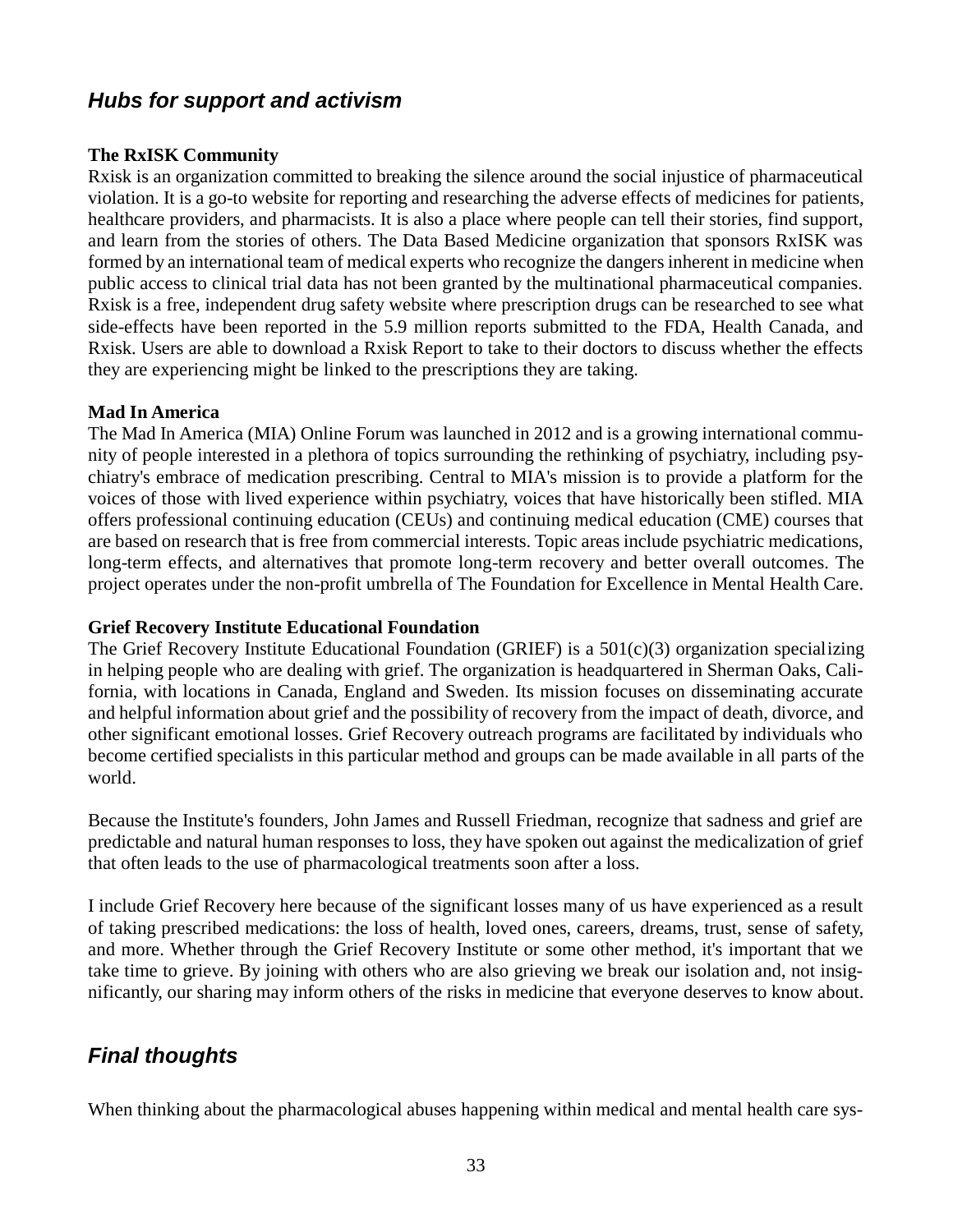## *Hubs for support and activism*

**The RxISK Community**

Rxisk is an organization committed to breaking the silence around the social injustice of pharmaceutical violation. It is a go-to website for reporting and researching the adverse effects of medicines for patients, healthcare providers, and pharmacists. It is also a place where people can tell their stories, find support, and learn from the stories of others. The Data Based Medicine organization that sponsors RxISK was formed by an international team of medical experts who recognize the dangers inherent in medicine when public access to clinical trial data has not been granted by the multinational pharmaceutical companies. Rxisk is a free, independent drug safety website where prescription drugs can be researched to see what side-effects have been reported in the 5.9 million reports submitted to the FDA, Health Canada, and Rxisk. Users are able to download a Rxisk Report to take to their doctors to discuss whether the effects they are experiencing might be linked to the prescriptions they are taking.

**Mad In America**

The Mad In America (MIA) Online Forum was launched in 2012 and is a growing international community of people interested in a plethora of topics surrounding the rethinking of psychiatry, including psychiatry's embrace of medication prescribing. Central to MIA's mission is to provide a platform for the voices of those with lived experience within psychiatry, voices that have historically been stifled. MIA offers professional continuing education (CEUs) and continuing medical education (CME) courses that are based on research that is free from commercial interests. Topic areas include psychiatric medications, long-term effects, and alternatives that promote long-term recovery and better overall outcomes. The project operates under the non-profit umbrella of The Foundation for Excellence in Mental Health Care.

**Grief Recovery Institute Educational Foundation**

The Grief Recovery Institute Educational Foundation (GRIEF) is a 501(c)(3) organization specializing in helping people who are dealing with grief. The organization is headquartered in Sherman Oaks, California, with locations in Canada, England and Sweden. Its mission focuses on disseminating accurate and helpful information about grief and the possibility of recovery from the impact of death, divorce, and other significant emotional losses. Grief Recovery outreach programs are facilitated by individuals who become certified specialists in this particular method and groups can be made available in all parts of the world.

Because the Institute's founders, John James and Russell Friedman, recognize that sadness and grief are predictable and natural human responses to loss, they have spoken out against the medicalization of grief that often leads to the use of pharmacological treatments soon after a loss.

I include Grief Recovery here because of the significant losses many of us have experienced as a result of taking prescribed medications: the loss of health, loved ones, careers, dreams, trust, sense of safety, and more. Whether through the Grief Recovery Institute or some other method, it's important that we take time to grieve. By joining with others who are also grieving we break our isolation and, not insignificantly, our sharing may inform others of the risks in medicine that everyone deserves to know about.

## *Final thoughts*

When thinking about the pharmacological abuses happening within medical and mental health care sys-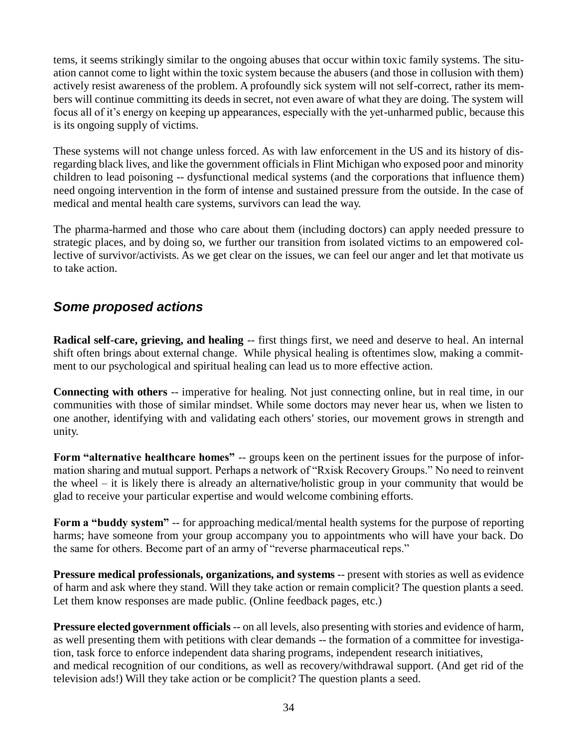tems, it seems strikingly similar to the ongoing abuses that occur within toxic family systems. The situation cannot come to light within the toxic system because the abusers (and those in collusion with them) actively resist awareness of the problem. A profoundly sick system will not self-correct, rather its members will continue committing its deeds in secret, not even aware of what they are doing. The system will focus all of it's energy on keeping up appearances, especially with the yet-unharmed public, because this is its ongoing supply of victims.

These systems will not change unless forced. As with law enforcement in the US and its history of disregarding black lives, and like the government officials in Flint Michigan who exposed poor and minority children to lead poisoning -- dysfunctional medical systems (and the corporations that influence them) need ongoing intervention in the form of intense and sustained pressure from the outside. In the case of medical and mental health care systems, survivors can lead the way.

The pharma-harmed and those who care about them (including doctors) can apply needed pressure to strategic places, and by doing so, we further our transition from isolated victims to an empowered collective of survivor/activists. As we get clear on the issues, we can feel our anger and let that motivate us to take action.

## *Some proposed actions*

**Radical self-care, grieving, and healing** -- first things first, we need and deserve to heal. An internal shift often brings about external change. While physical healing is oftentimes slow, making a commitment to our psychological and spiritual healing can lead us to more effective action.

**Connecting with others** -- imperative for healing. Not just connecting online, but in real time, in our communities with those of similar mindset. While some doctors may never hear us, when we listen to one another, identifying with and validating each others' stories, our movement grows in strength and unity.

**Form "alternative healthcare homes"** -- groups keen on the pertinent issues for the purpose of information sharing and mutual support. Perhaps a network of "Rxisk Recovery Groups." No need to reinvent the wheel – it is likely there is already an alternative/holistic group in your community that would be glad to receive your particular expertise and would welcome combining efforts.

**Form a "buddy system"** -- for approaching medical/mental health systems for the purpose of reporting harms; have someone from your group accompany you to appointments who will have your back. Do the same for others. Become part of an army of "reverse pharmaceutical reps."

**Pressure medical professionals, organizations, and systems** -- present with stories as well as evidence of harm and ask where they stand. Will they take action or remain complicit? The question plants a seed. Let them know responses are made public. (Online feedback pages, etc.)

**Pressure elected government officials** -- on all levels, also presenting with stories and evidence of harm, as well presenting them with petitions with clear demands -- the formation of a committee for investigation, task force to enforce independent data sharing programs, independent research initiatives, and medical recognition of our conditions, as well as recovery/withdrawal support. (And get rid of the television ads!) Will they take action or be complicit? The question plants a seed.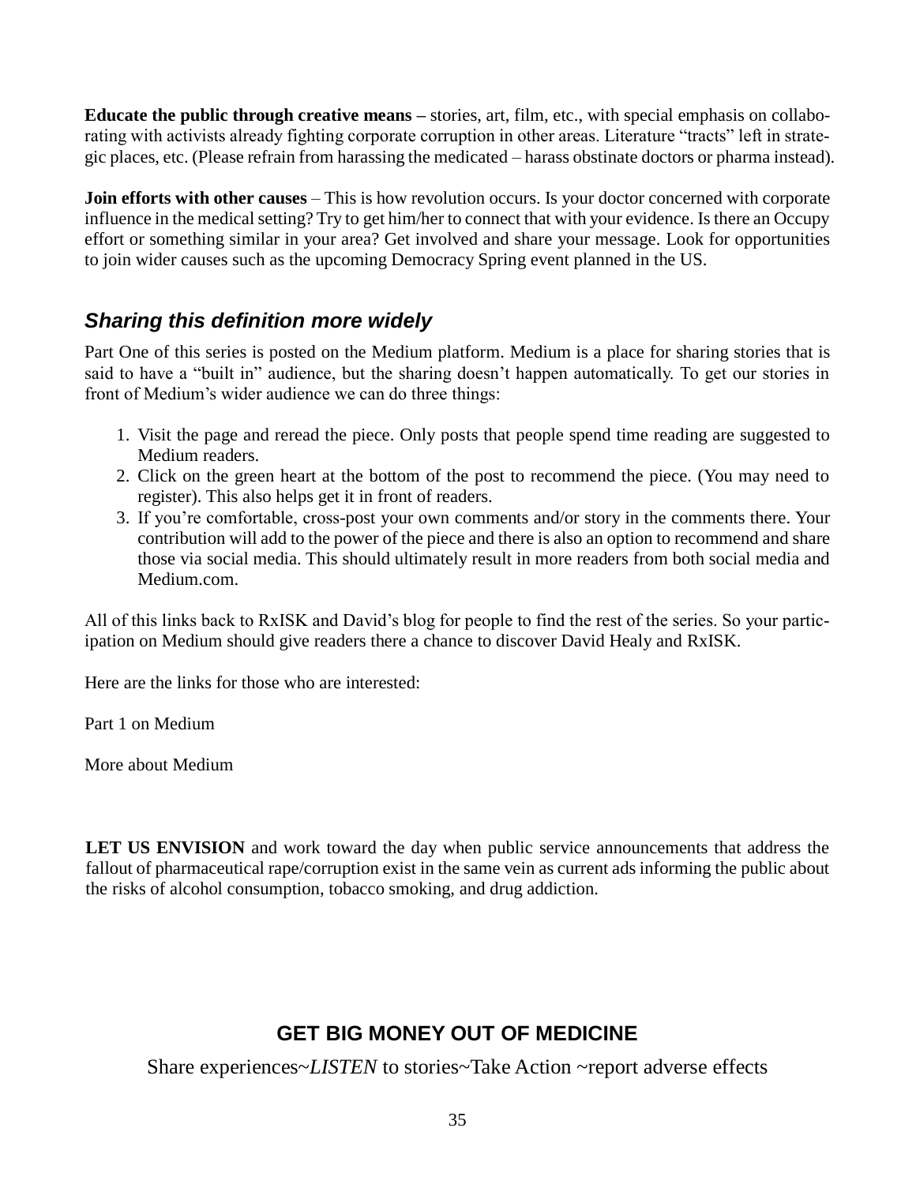**Educate the public through creative means –** stories, art, film, etc., with special emphasis on collaborating with activists already fighting corporate corruption in other areas. Literature "tracts" left in strategic places, etc. (Please refrain from harassing the medicated – harass obstinate doctors or pharma instead).

**Join efforts with other causes** – This is how revolution occurs. Is your doctor concerned with corporate influence in the medical setting? Try to get him/her to connect that with your evidence. Is there an Occupy effort or something similar in your area? Get involved and share your message. Look for opportunities to join wider causes such as the upcoming Democracy Spring event planned in the US.

## *Sharing this definition more widely*

Part One of this series is posted on the Medium platform. Medium is a place for sharing stories that is said to have a "built in" audience, but the sharing doesn't happen automatically. To get our stories in front of Medium's wider audience we can do three things:

1. Visit the page and reread the piece. Only posts that people spend time reading are suggested to Medium readers.
2. Click on the green heart at the bottom of the post to recommend the piece. (You may need to register). This also helps get it in front of readers.
3. If you're comfortable, cross-post your own comments and/or story in the comments there. Your contribution will add to the power of the piece and there is also an option to recommend and share those via social media. This should ultimately result in more readers from both social media and Medium.com.

All of this links back to RxISK and David's blog for people to find the rest of the series. So your participation on Medium should give readers there a chance to discover David Healy and RxISK.

Here are the links for those who are interested:

Part 1 on Medium

More about Medium

**LET US ENVISION** and work toward the day when public service announcements that address the fallout of pharmaceutical rape/corruption exist in the same vein as current ads informing the public about the risks of alcohol consumption, tobacco smoking, and drug addiction.

## GET BIG MONEY OUT OF MEDICINE

Share experiences~*LISTEN* to stories~Take Action ~report adverse effects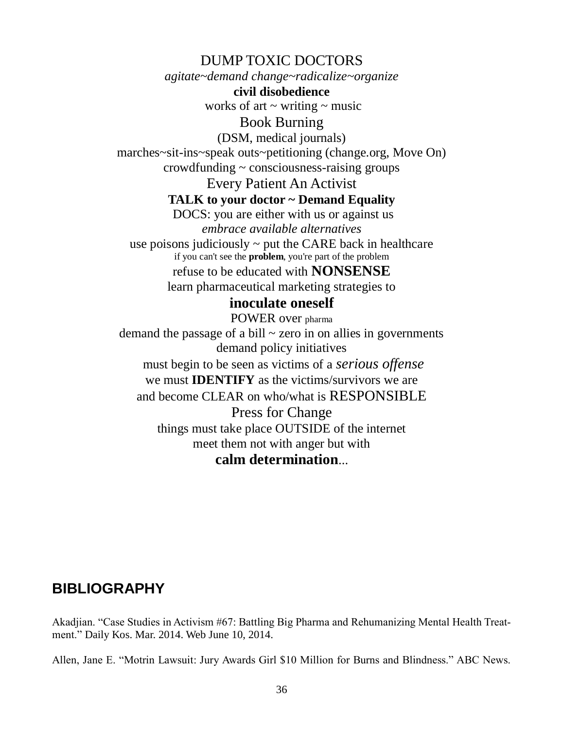DUMP TOXIC DOCTORS

*agitate~demand change~radicalize~organize*

**civil disobedience**

works of art ~ writing ~ music

Book Burning

(DSM, medical journals)

marches~sit-ins~speak outs~petitioning (change.org, Move On)

crowdfunding ~ consciousness-raising groups

Every Patient An Activist

**TALK to your doctor ~ Demand Equality**

DOCS: you are either with us or against us

*embrace available alternatives*

use poisons judiciously ~ put the CARE back in healthcare

if you can't see the **problem**, you're part of the problem

refuse to be educated with **NONSENSE**

learn pharmaceutical marketing strategies to

**inoculate oneself**

POWER over pharma

demand the passage of a bill ~ zero in on allies in governments

demand policy initiatives

must begin to be seen as victims of a *serious offense*

we must **IDENTIFY** as the victims/survivors we are

and become CLEAR on who/what is RESPONSIBLE

Press for Change

things must take place OUTSIDE of the internet

meet them not with anger but with

**calm determination**...

## BIBLIOGRAPHY

Akadjian. "Case Studies in Activism #67: Battling Big Pharma and Rehumanizing Mental Health Treatment." Daily Kos. Mar. 2014. Web June 10, 2014.

Allen, Jane E. "Motrin Lawsuit: Jury Awards Girl $10 Million for Burns and Blindness." ABC News.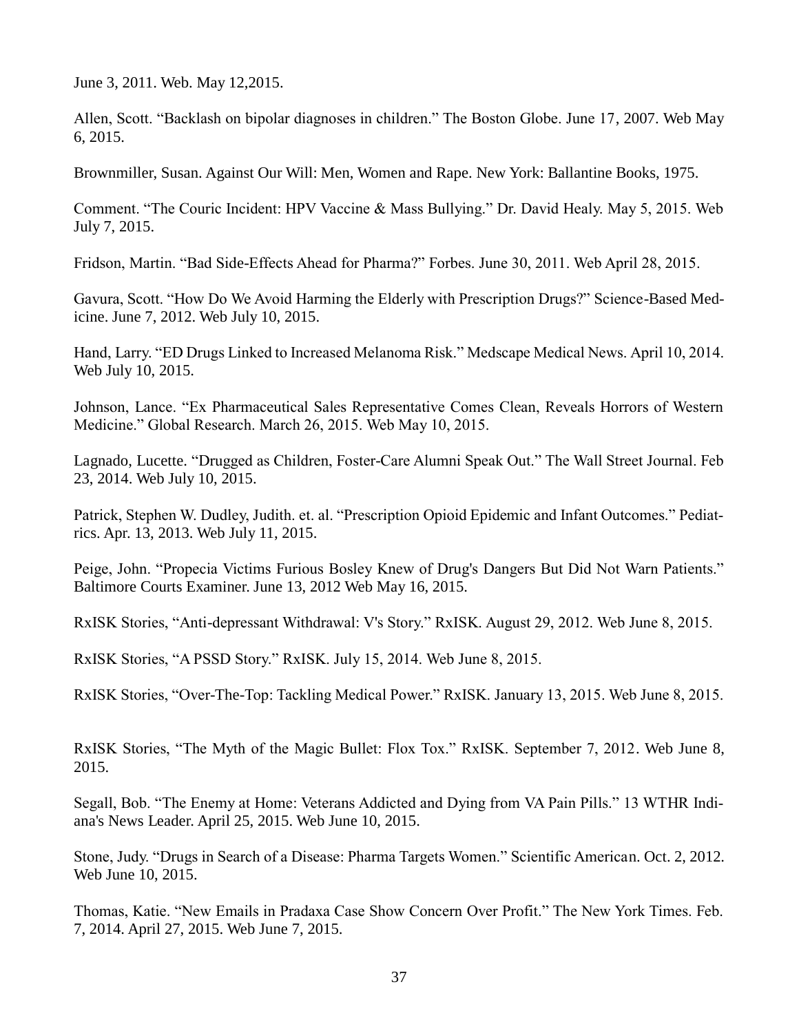June 3, 2011. Web. May 12,2015.

Allen, Scott. “Backlash on bipolar diagnoses in children.” The Boston Globe. June 17, 2007. Web May 6, 2015.

Brownmiller, Susan. Against Our Will: Men, Women and Rape. New York: Ballantine Books, 1975.

Comment. “The Couric Incident: HPV Vaccine & Mass Bullying.” Dr. David Healy. May 5, 2015. Web July 7, 2015.

Fridson, Martin. “Bad Side-Effects Ahead for Pharma?” Forbes. June 30, 2011. Web April 28, 2015.

Gavura, Scott. “How Do We Avoid Harming the Elderly with Prescription Drugs?” Science-Based Medicine. June 7, 2012. Web July 10, 2015.

Hand, Larry. “ED Drugs Linked to Increased Melanoma Risk.” Medscape Medical News. April 10, 2014. Web July 10, 2015.

Johnson, Lance. “Ex Pharmaceutical Sales Representative Comes Clean, Reveals Horrors of Western Medicine.” Global Research. March 26, 2015. Web May 10, 2015.

Lagnado, Lucette. “Drugged as Children, Foster-Care Alumni Speak Out.” The Wall Street Journal. Feb 23, 2014. Web July 10, 2015.

Patrick, Stephen W. Dudley, Judith. et. al. “Prescription Opioid Epidemic and Infant Outcomes.” Pediatrics. Apr. 13, 2013. Web July 11, 2015.

Peige, John. “Propecia Victims Furious Bosley Knew of Drug's Dangers But Did Not Warn Patients.” Baltimore Courts Examiner. June 13, 2012 Web May 16, 2015.

RxISK Stories, “Anti-depressant Withdrawal: V's Story.” RxISK. August 29, 2012. Web June 8, 2015.

RxISK Stories, “A PSSD Story.” RxISK. July 15, 2014. Web June 8, 2015.

RxISK Stories, “Over-The-Top: Tackling Medical Power.” RxISK. January 13, 2015. Web June 8, 2015.

RxISK Stories, “The Myth of the Magic Bullet: Flox Tox.” RxISK. September 7, 2012. Web June 8, 2015.

Segall, Bob. “The Enemy at Home: Veterans Addicted and Dying from VA Pain Pills.” 13 WTHR Indiana's News Leader. April 25, 2015. Web June 10, 2015.

Stone, Judy. “Drugs in Search of a Disease: Pharma Targets Women.” Scientific American. Oct. 2, 2012. Web June 10, 2015.

Thomas, Katie. “New Emails in Pradaxa Case Show Concern Over Profit.” The New York Times. Feb. 7, 2014. April 27, 2015. Web June 7, 2015.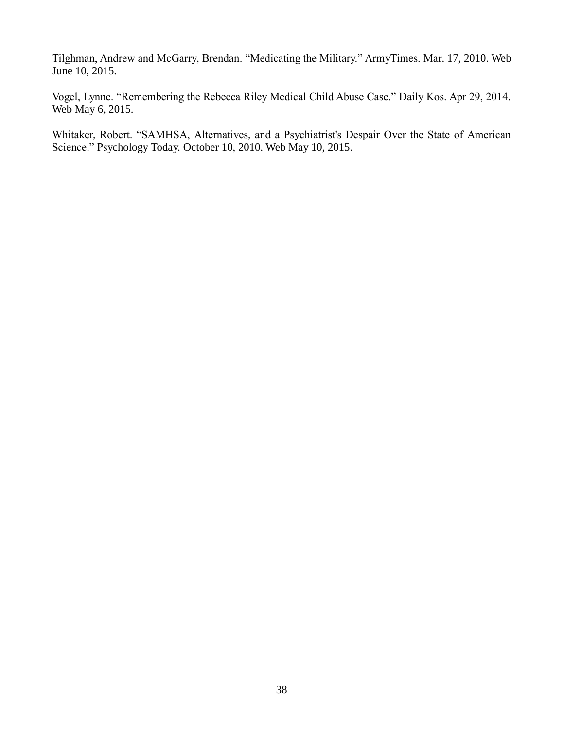Tilghman, Andrew and McGarry, Brendan. “Medicating the Military.” ArmyTimes. Mar. 17, 2010. Web June 10, 2015.

Vogel, Lynne. “Remembering the Rebecca Riley Medical Child Abuse Case.” Daily Kos. Apr 29, 2014. Web May 6, 2015.

Whitaker, Robert. “SAMHSA, Alternatives, and a Psychiatrist's Despair Over the State of American Science.” Psychology Today. October 10, 2010. Web May 10, 2015.